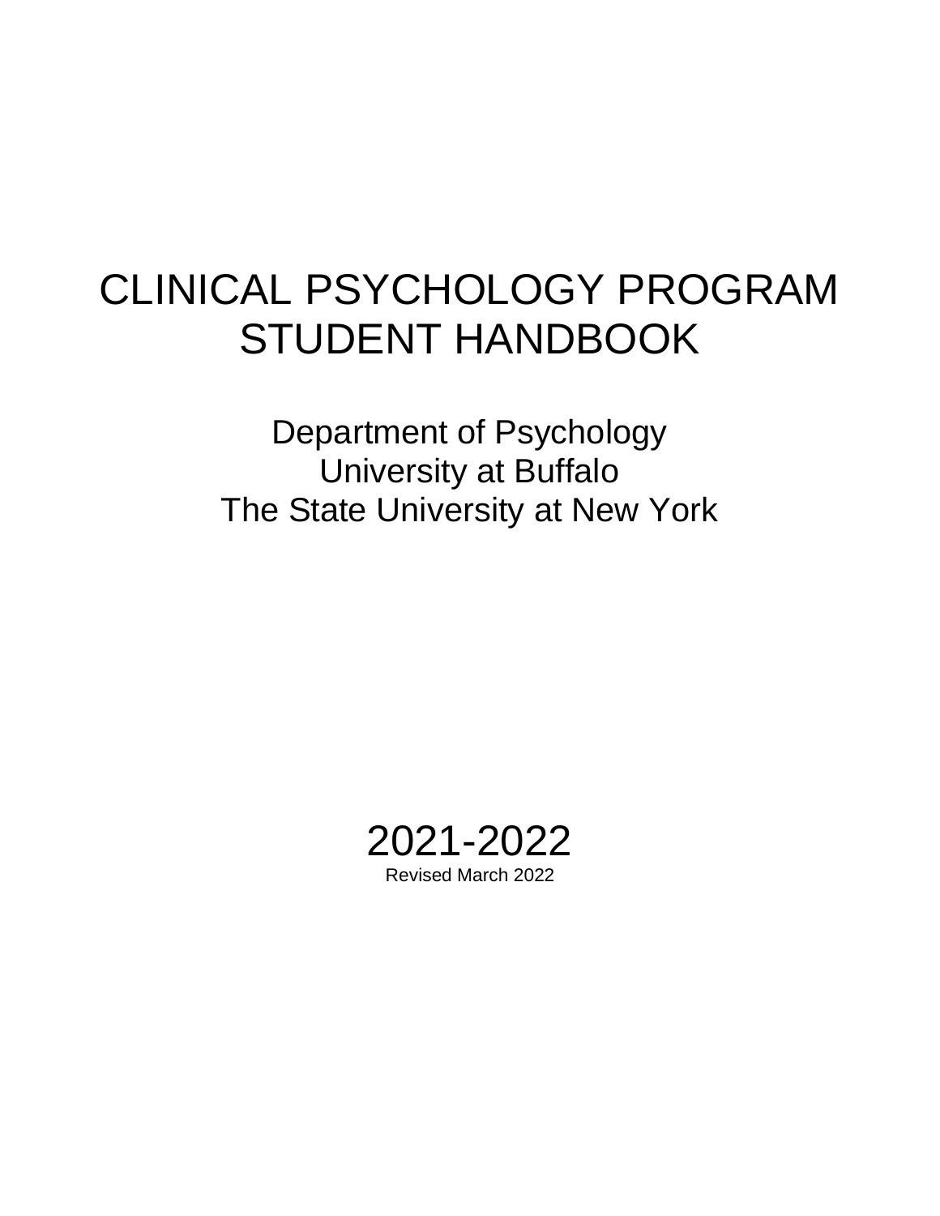# CLINICAL PSYCHOLOGY PROGRAM STUDENT HANDBOOK

Department of Psychology
University at Buffalo
The State University at New York

2021-2022

Revised March 2022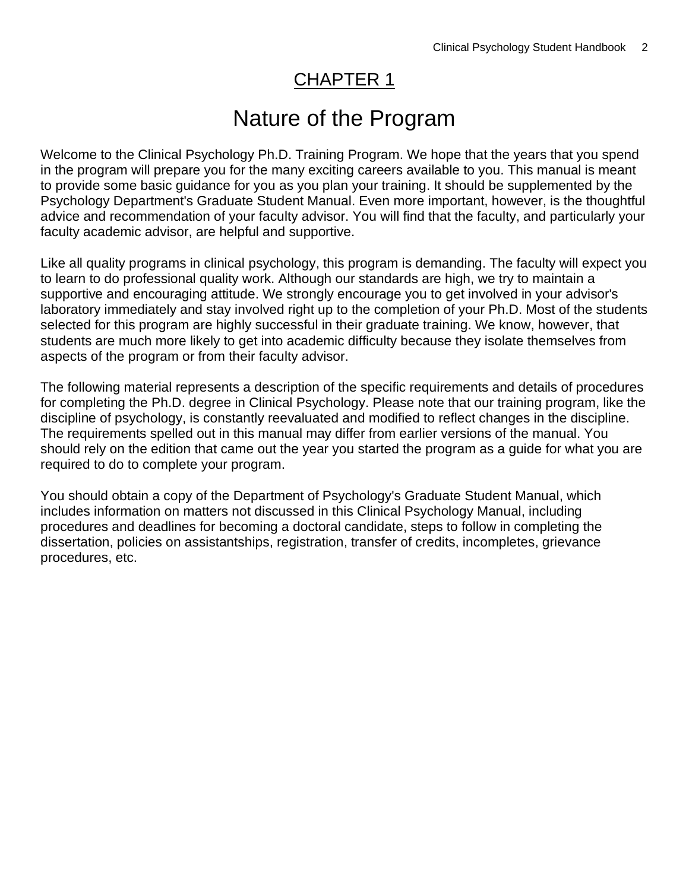# CHAPTER 1

# Nature of the Program

Welcome to the Clinical Psychology Ph.D. Training Program. We hope that the years that you spend in the program will prepare you for the many exciting careers available to you. This manual is meant to provide some basic guidance for you as you plan your training. It should be supplemented by the Psychology Department's Graduate Student Manual. Even more important, however, is the thoughtful advice and recommendation of your faculty advisor. You will find that the faculty, and particularly your faculty academic advisor, are helpful and supportive.

Like all quality programs in clinical psychology, this program is demanding. The faculty will expect you to learn to do professional quality work. Although our standards are high, we try to maintain a supportive and encouraging attitude. We strongly encourage you to get involved in your advisor's laboratory immediately and stay involved right up to the completion of your Ph.D. Most of the students selected for this program are highly successful in their graduate training. We know, however, that students are much more likely to get into academic difficulty because they isolate themselves from aspects of the program or from their faculty advisor.

The following material represents a description of the specific requirements and details of procedures for completing the Ph.D. degree in Clinical Psychology. Please note that our training program, like the discipline of psychology, is constantly reevaluated and modified to reflect changes in the discipline. The requirements spelled out in this manual may differ from earlier versions of the manual. You should rely on the edition that came out the year you started the program as a guide for what you are required to do to complete your program.

You should obtain a copy of the Department of Psychology's Graduate Student Manual, which includes information on matters not discussed in this Clinical Psychology Manual, including procedures and deadlines for becoming a doctoral candidate, steps to follow in completing the dissertation, policies on assistantships, registration, transfer of credits, incompletes, grievance procedures, etc.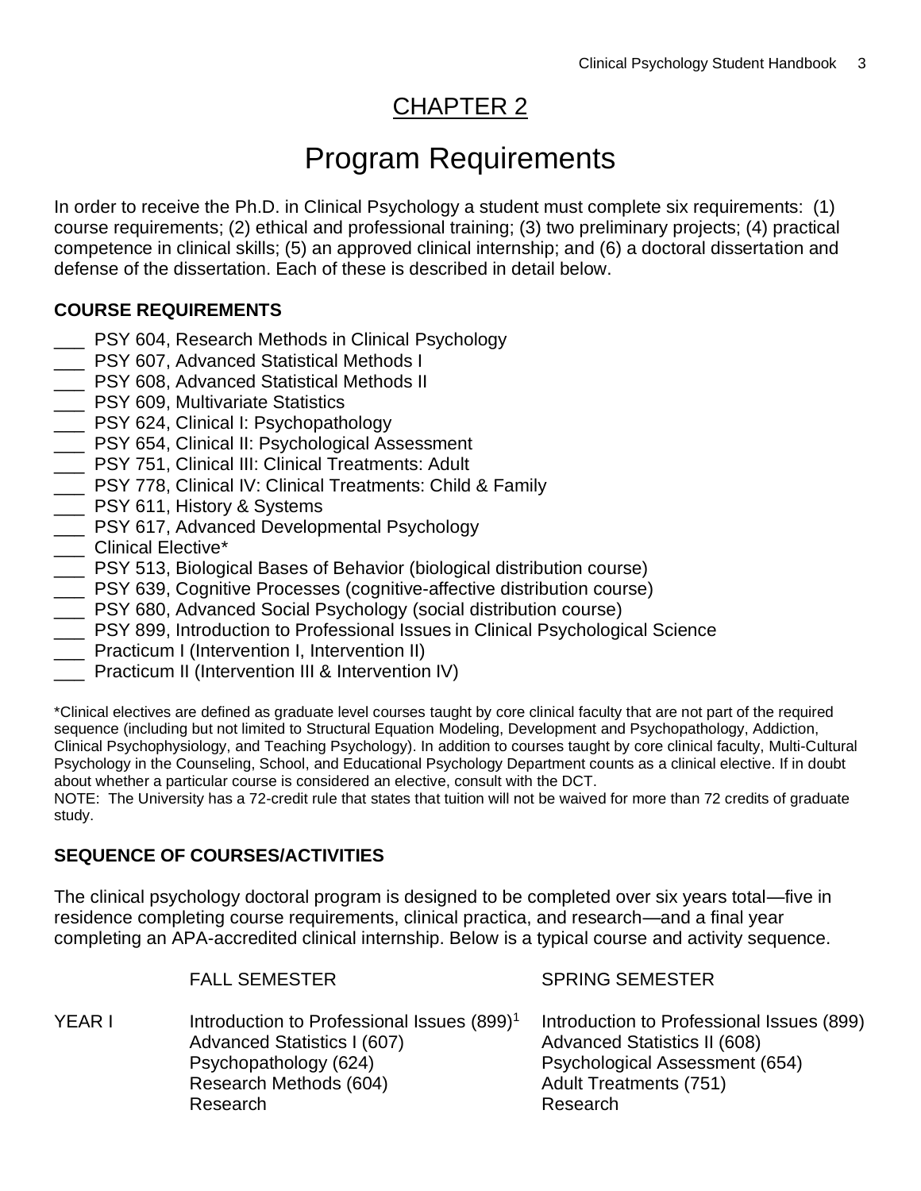# CHAPTER 2

# Program Requirements

In order to receive the Ph.D. in Clinical Psychology a student must complete six requirements: (1) course requirements; (2) ethical and professional training; (3) two preliminary projects; (4) practical competence in clinical skills; (5) an approved clinical internship; and (6) a doctoral dissertation and defense of the dissertation. Each of these is described in detail below.

### COURSE REQUIREMENTS

- ___ PSY 604, Research Methods in Clinical Psychology
- ___ PSY 607, Advanced Statistical Methods I
- ___ PSY 608, Advanced Statistical Methods II
- ___ PSY 609, Multivariate Statistics
- ___ PSY 624, Clinical I: Psychopathology
- ___ PSY 654, Clinical II: Psychological Assessment
- ___ PSY 751, Clinical III: Clinical Treatments: Adult
- ___ PSY 778, Clinical IV: Clinical Treatments: Child & Family
- ___ PSY 611, History & Systems
- ___ PSY 617, Advanced Developmental Psychology
- ___ Clinical Elective*
- ___ PSY 513, Biological Bases of Behavior (biological distribution course)
- ___ PSY 639, Cognitive Processes (cognitive-affective distribution course)
- ___ PSY 680, Advanced Social Psychology (social distribution course)
- ___ PSY 899, Introduction to Professional Issues in Clinical Psychological Science
- ___ Practicum I (Intervention I, Intervention II)
- ___ Practicum II (Intervention III & Intervention IV)

*Clinical electives are defined as graduate level courses taught by core clinical faculty that are not part of the required sequence (including but not limited to Structural Equation Modeling, Development and Psychopathology, Addiction, Clinical Psychophysiology, and Teaching Psychology). In addition to courses taught by core clinical faculty, Multi-Cultural Psychology in the Counseling, School, and Educational Psychology Department counts as a clinical elective. If in doubt about whether a particular course is considered an elective, consult with the DCT.

NOTE: The University has a 72-credit rule that states that tuition will not be waived for more than 72 credits of graduate study.

### SEQUENCE OF COURSES/ACTIVITIES

The clinical psychology doctoral program is designed to be completed over six years total—five in residence completing course requirements, clinical practica, and research—and a final year completing an APA-accredited clinical internship. Below is a typical course and activity sequence.

| | FALL SEMESTER | SPRING SEMESTER |
|---|---|---|
| YEAR I | Introduction to Professional Issues (899)[1]<br>Advanced Statistics I (607)<br>Psychopathology (624)<br>Research Methods (604)<br>Research | Introduction to Professional Issues (899)<br>Advanced Statistics II (608)<br>Psychological Assessment (654)<br>Adult Treatments (751)<br>Research |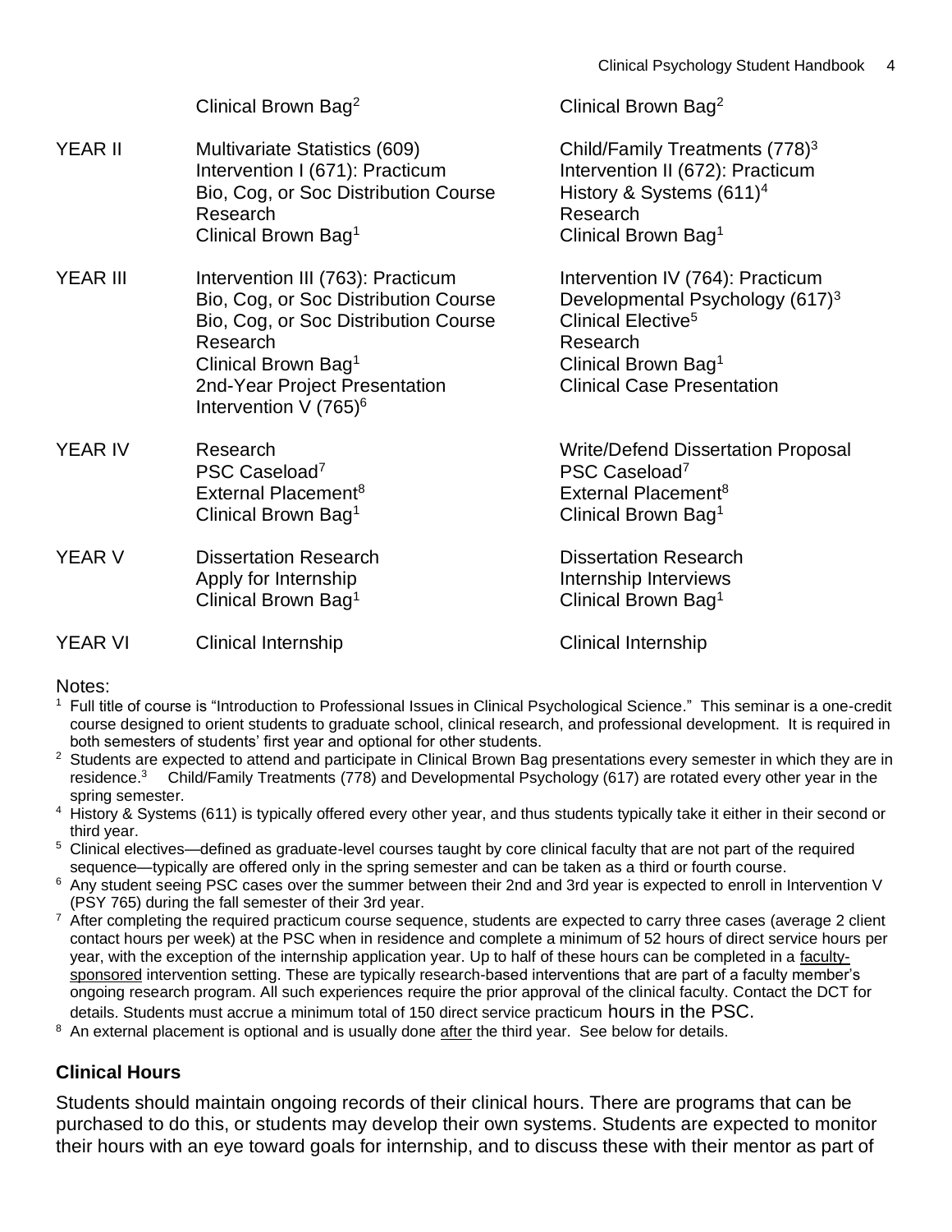| | | |
|---|---|---|
| | Clinical Brown Bag[2] | Clinical Brown Bag[2] |
| YEAR II | Multivariate Statistics (609)<br>Intervention I (671): Practicum<br>Bio, Cog, or Soc Distribution Course<br>Research<br>Clinical Brown Bag[1] | Child/Family Treatments (778)[3]<br>Intervention II (672): Practicum<br>History & Systems (611)[4]<br>Research<br>Clinical Brown Bag[1] |
| YEAR III | Intervention III (763): Practicum<br>Bio, Cog, or Soc Distribution Course<br>Bio, Cog, or Soc Distribution Course<br>Research<br>Clinical Brown Bag[1]<br>2nd-Year Project Presentation<br>Intervention V (765)[6] | Intervention IV (764): Practicum<br>Developmental Psychology (617)[3]<br>Clinical Elective[5]<br>Research<br>Clinical Brown Bag[1]<br>Clinical Case Presentation |
| YEAR IV | Research<br>PSC Caseload[7]<br>External Placement[8]<br>Clinical Brown Bag[1] | Write/Defend Dissertation Proposal<br>PSC Caseload[7]<br>External Placement[8]<br>Clinical Brown Bag[1] |
| YEAR V | Dissertation Research<br>Apply for Internship<br>Clinical Brown Bag[1] | Dissertation Research<br>Internship Interviews<br>Clinical Brown Bag[1] |
| YEAR VI | Clinical Internship | Clinical Internship |

Notes:

[1] Full title of course is "Introduction to Professional Issues in Clinical Psychological Science." This seminar is a one-credit course designed to orient students to graduate school, clinical research, and professional development. It is required in both semesters of students' first year and optional for other students.

[2] Students are expected to attend and participate in Clinical Brown Bag presentations every semester in which they are in residence.

[3] Child/Family Treatments (778) and Developmental Psychology (617) are rotated every other year in the spring semester.

[4] History & Systems (611) is typically offered every other year, and thus students typically take it either in their second or third year.

[5] Clinical electives—defined as graduate-level courses taught by core clinical faculty that are not part of the required sequence—typically are offered only in the spring semester and can be taken as a third or fourth course.

[6] Any student seeing PSC cases over the summer between their 2nd and 3rd year is expected to enroll in Intervention V (PSY 765) during the fall semester of their 3rd year.

[7] After completing the required practicum course sequence, students are expected to carry three cases (average 2 client contact hours per week) at the PSC when in residence and complete a minimum of 52 hours of direct service hours per year, with the exception of the internship application year. Up to half of these hours can be completed in a faculty-sponsored intervention setting. These are typically research-based interventions that are part of a faculty member's ongoing research program. All such experiences require the prior approval of the clinical faculty. Contact the DCT for details. Students must accrue a minimum total of 150 direct service practicum hours in the PSC.

[8] An external placement is optional and is usually done after the third year. See below for details.

**Clinical Hours**

Students should maintain ongoing records of their clinical hours. There are programs that can be purchased to do this, or students may develop their own systems. Students are expected to monitor their hours with an eye toward goals for internship, and to discuss these with their mentor as part of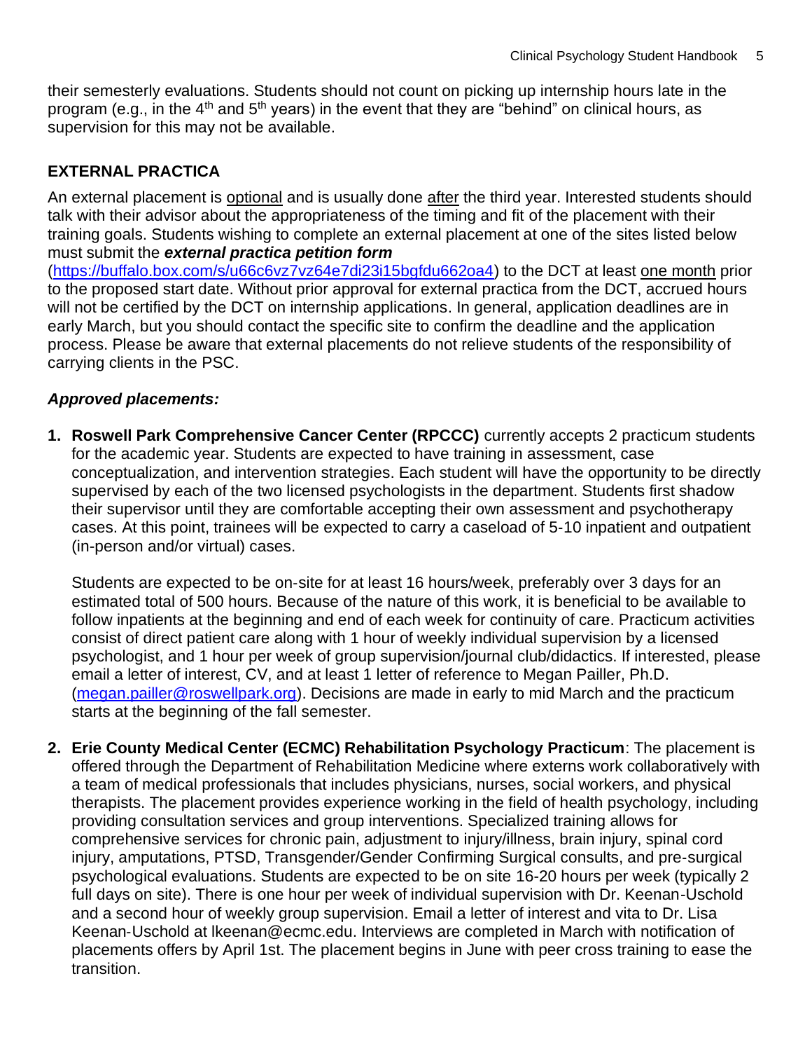their semesterly evaluations. Students should not count on picking up internship hours late in the program (e.g., in the 4th and 5th years) in the event that they are "behind" on clinical hours, as supervision for this may not be available.

## EXTERNAL PRACTICA

An external placement is optional and is usually done after the third year. Interested students should talk with their advisor about the appropriateness of the timing and fit of the placement with their training goals. Students wishing to complete an external placement at one of the sites listed below must submit the ***external practica petition form*** (https://buffalo.box.com/s/u66c6vz7vz64e7di23i15bgfdu662oa4) to the DCT at least one month prior to the proposed start date. Without prior approval for external practica from the DCT, accrued hours will not be certified by the DCT on internship applications. In general, application deadlines are in early March, but you should contact the specific site to confirm the deadline and the application process. Please be aware that external placements do not relieve students of the responsibility of carrying clients in the PSC.

***Approved placements:***

1. **Roswell Park Comprehensive Cancer Center (RPCCC)** currently accepts 2 practicum students for the academic year. Students are expected to have training in assessment, case conceptualization, and intervention strategies. Each student will have the opportunity to be directly supervised by each of the two licensed psychologists in the department. Students first shadow their supervisor until they are comfortable accepting their own assessment and psychotherapy cases. At this point, trainees will be expected to carry a caseload of 5-10 inpatient and outpatient (in-person and/or virtual) cases.

   Students are expected to be on-site for at least 16 hours/week, preferably over 3 days for an estimated total of 500 hours. Because of the nature of this work, it is beneficial to be available to follow inpatients at the beginning and end of each week for continuity of care. Practicum activities consist of direct patient care along with 1 hour of weekly individual supervision by a licensed psychologist, and 1 hour per week of group supervision/journal club/didactics. If interested, please email a letter of interest, CV, and at least 1 letter of reference to Megan Pailler, Ph.D. (megan.pailler@roswellpark.org). Decisions are made in early to mid March and the practicum starts at the beginning of the fall semester.

2. **Erie County Medical Center (ECMC) Rehabilitation Psychology Practicum**: The placement is offered through the Department of Rehabilitation Medicine where externs work collaboratively with a team of medical professionals that includes physicians, nurses, social workers, and physical therapists. The placement provides experience working in the field of health psychology, including providing consultation services and group interventions. Specialized training allows for comprehensive services for chronic pain, adjustment to injury/illness, brain injury, spinal cord injury, amputations, PTSD, Transgender/Gender Confirming Surgical consults, and pre-surgical psychological evaluations. Students are expected to be on site 16-20 hours per week (typically 2 full days on site). There is one hour per week of individual supervision with Dr. Keenan-Uschold and a second hour of weekly group supervision. Email a letter of interest and vita to Dr. Lisa Keenan-Uschold at lkeenan@ecmc.edu. Interviews are completed in March with notification of placements offers by April 1st. The placement begins in June with peer cross training to ease the transition.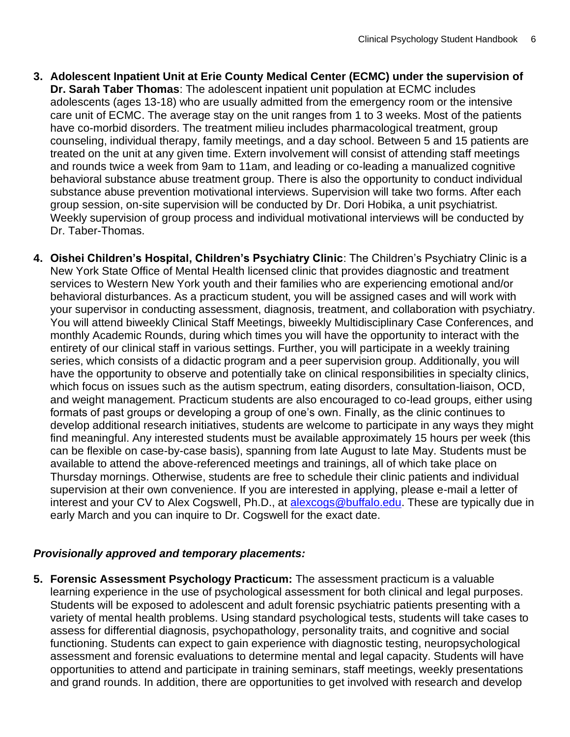3. **Adolescent Inpatient Unit at Erie County Medical Center (ECMC) under the supervision of Dr. Sarah Taber Thomas**: The adolescent inpatient unit population at ECMC includes adolescents (ages 13-18) who are usually admitted from the emergency room or the intensive care unit of ECMC. The average stay on the unit ranges from 1 to 3 weeks. Most of the patients have co-morbid disorders. The treatment milieu includes pharmacological treatment, group counseling, individual therapy, family meetings, and a day school. Between 5 and 15 patients are treated on the unit at any given time. Extern involvement will consist of attending staff meetings and rounds twice a week from 9am to 11am, and leading or co-leading a manualized cognitive behavioral substance abuse treatment group. There is also the opportunity to conduct individual substance abuse prevention motivational interviews. Supervision will take two forms. After each group session, on-site supervision will be conducted by Dr. Dori Hobika, a unit psychiatrist. Weekly supervision of group process and individual motivational interviews will be conducted by Dr. Taber-Thomas.

4. **Oishei Children's Hospital, Children's Psychiatry Clinic**: The Children's Psychiatry Clinic is a New York State Office of Mental Health licensed clinic that provides diagnostic and treatment services to Western New York youth and their families who are experiencing emotional and/or behavioral disturbances. As a practicum student, you will be assigned cases and will work with your supervisor in conducting assessment, diagnosis, treatment, and collaboration with psychiatry. You will attend biweekly Clinical Staff Meetings, biweekly Multidisciplinary Case Conferences, and monthly Academic Rounds, during which times you will have the opportunity to interact with the entirety of our clinical staff in various settings. Further, you will participate in a weekly training series, which consists of a didactic program and a peer supervision group. Additionally, you will have the opportunity to observe and potentially take on clinical responsibilities in specialty clinics, which focus on issues such as the autism spectrum, eating disorders, consultation-liaison, OCD, and weight management. Practicum students are also encouraged to co-lead groups, either using formats of past groups or developing a group of one's own. Finally, as the clinic continues to develop additional research initiatives, students are welcome to participate in any ways they might find meaningful. Any interested students must be available approximately 15 hours per week (this can be flexible on case-by-case basis), spanning from late August to late May. Students must be available to attend the above-referenced meetings and trainings, all of which take place on Thursday mornings. Otherwise, students are free to schedule their clinic patients and individual supervision at their own convenience. If you are interested in applying, please e-mail a letter of interest and your CV to Alex Cogswell, Ph.D., at alexcogs@buffalo.edu. These are typically due in early March and you can inquire to Dr. Cogswell for the exact date.

***Provisionally approved and temporary placements:***

5. **Forensic Assessment Psychology Practicum:** The assessment practicum is a valuable learning experience in the use of psychological assessment for both clinical and legal purposes. Students will be exposed to adolescent and adult forensic psychiatric patients presenting with a variety of mental health problems. Using standard psychological tests, students will take cases to assess for differential diagnosis, psychopathology, personality traits, and cognitive and social functioning. Students can expect to gain experience with diagnostic testing, neuropsychological assessment and forensic evaluations to determine mental and legal capacity. Students will have opportunities to attend and participate in training seminars, staff meetings, weekly presentations and grand rounds. In addition, there are opportunities to get involved with research and develop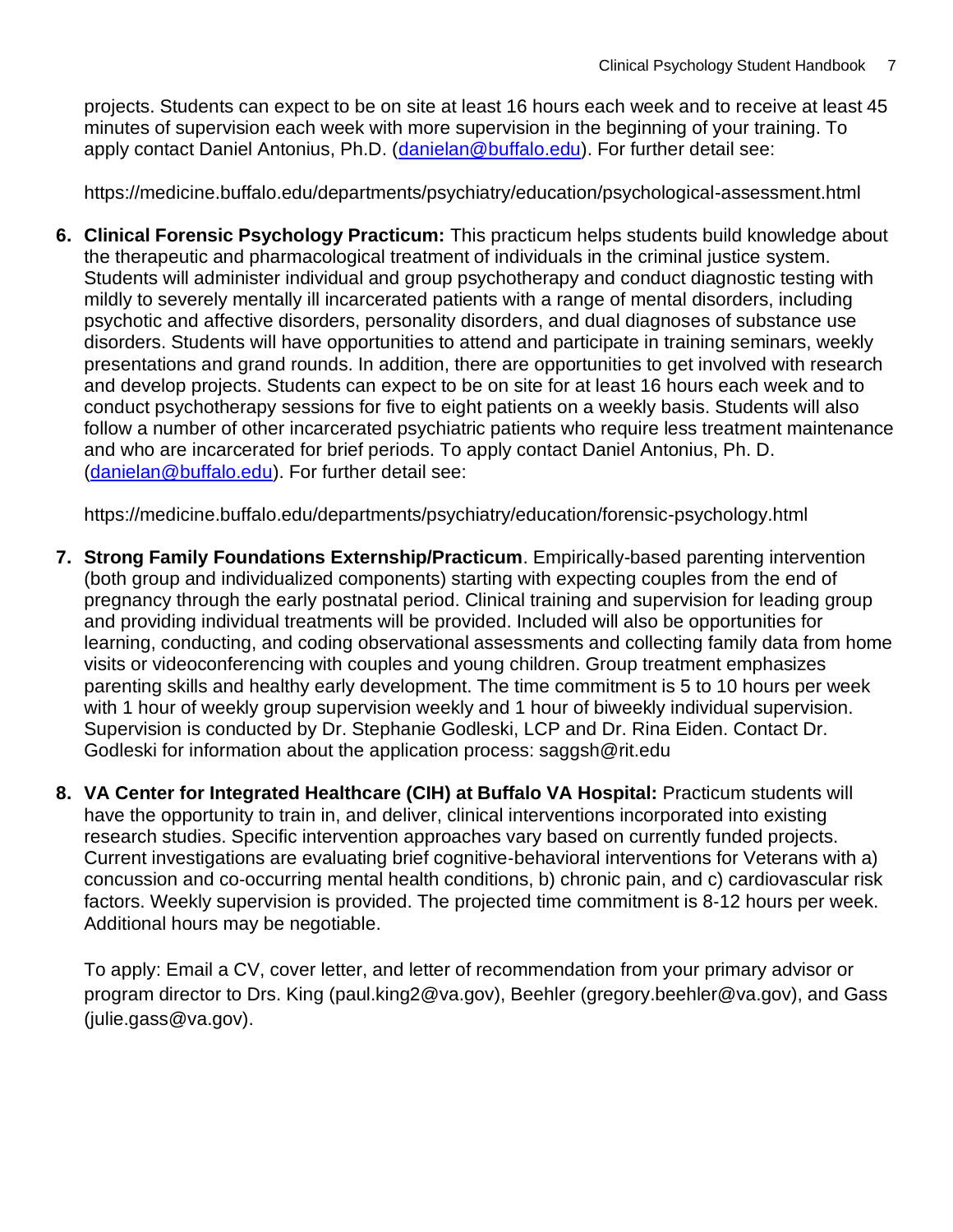projects. Students can expect to be on site at least 16 hours each week and to receive at least 45 minutes of supervision each week with more supervision in the beginning of your training. To apply contact Daniel Antonius, Ph.D. (danielan@buffalo.edu). For further detail see:

https://medicine.buffalo.edu/departments/psychiatry/education/psychological-assessment.html

6. **Clinical Forensic Psychology Practicum:** This practicum helps students build knowledge about the therapeutic and pharmacological treatment of individuals in the criminal justice system. Students will administer individual and group psychotherapy and conduct diagnostic testing with mildly to severely mentally ill incarcerated patients with a range of mental disorders, including psychotic and affective disorders, personality disorders, and dual diagnoses of substance use disorders. Students will have opportunities to attend and participate in training seminars, weekly presentations and grand rounds. In addition, there are opportunities to get involved with research and develop projects. Students can expect to be on site for at least 16 hours each week and to conduct psychotherapy sessions for five to eight patients on a weekly basis. Students will also follow a number of other incarcerated psychiatric patients who require less treatment maintenance and who are incarcerated for brief periods. To apply contact Daniel Antonius, Ph. D. (danielan@buffalo.edu). For further detail see:

   https://medicine.buffalo.edu/departments/psychiatry/education/forensic-psychology.html

7. **Strong Family Foundations Externship/Practicum**. Empirically-based parenting intervention (both group and individualized components) starting with expecting couples from the end of pregnancy through the early postnatal period. Clinical training and supervision for leading group and providing individual treatments will be provided. Included will also be opportunities for learning, conducting, and coding observational assessments and collecting family data from home visits or videoconferencing with couples and young children. Group treatment emphasizes parenting skills and healthy early development. The time commitment is 5 to 10 hours per week with 1 hour of weekly group supervision weekly and 1 hour of biweekly individual supervision. Supervision is conducted by Dr. Stephanie Godleski, LCP and Dr. Rina Eiden. Contact Dr. Godleski for information about the application process: saggsh@rit.edu

8. **VA Center for Integrated Healthcare (CIH) at Buffalo VA Hospital:** Practicum students will have the opportunity to train in, and deliver, clinical interventions incorporated into existing research studies. Specific intervention approaches vary based on currently funded projects. Current investigations are evaluating brief cognitive-behavioral interventions for Veterans with a) concussion and co-occurring mental health conditions, b) chronic pain, and c) cardiovascular risk factors. Weekly supervision is provided. The projected time commitment is 8-12 hours per week. Additional hours may be negotiable.

   To apply: Email a CV, cover letter, and letter of recommendation from your primary advisor or program director to Drs. King (paul.king2@va.gov), Beehler (gregory.beehler@va.gov), and Gass (julie.gass@va.gov).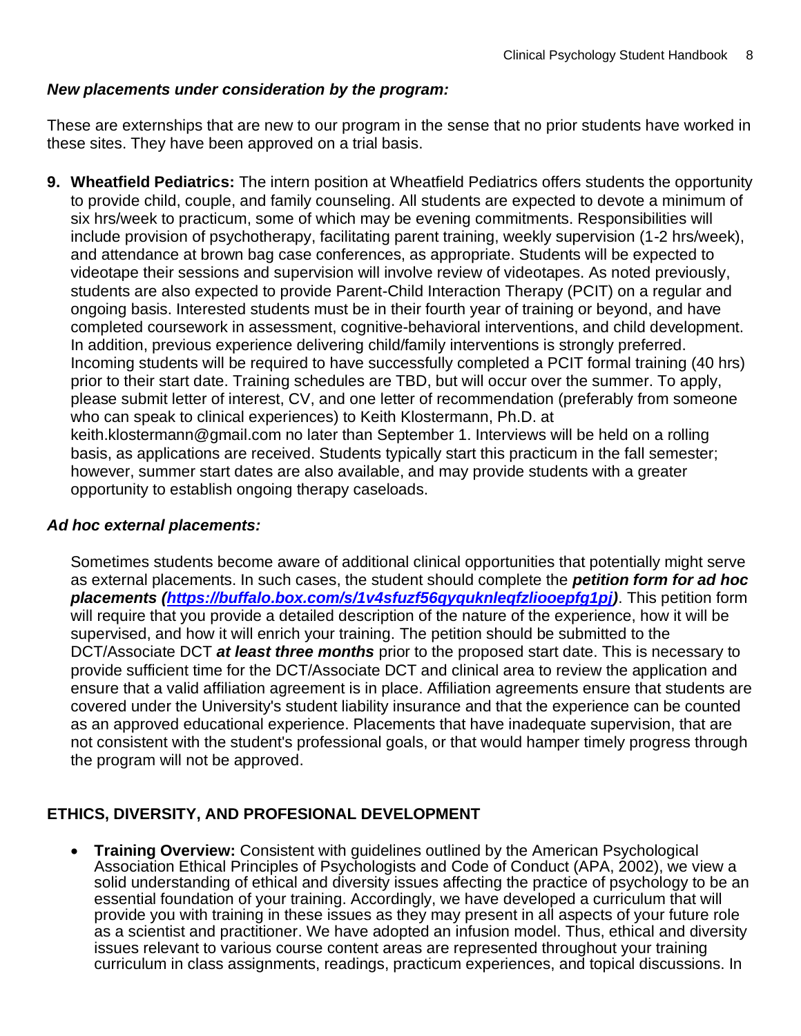***New placements under consideration by the program:***

These are externships that are new to our program in the sense that no prior students have worked in these sites. They have been approved on a trial basis.

9. **Wheatfield Pediatrics:** The intern position at Wheatfield Pediatrics offers students the opportunity to provide child, couple, and family counseling. All students are expected to devote a minimum of six hrs/week to practicum, some of which may be evening commitments. Responsibilities will include provision of psychotherapy, facilitating parent training, weekly supervision (1-2 hrs/week), and attendance at brown bag case conferences, as appropriate. Students will be expected to videotape their sessions and supervision will involve review of videotapes. As noted previously, students are also expected to provide Parent-Child Interaction Therapy (PCIT) on a regular and ongoing basis. Interested students must be in their fourth year of training or beyond, and have completed coursework in assessment, cognitive-behavioral interventions, and child development. In addition, previous experience delivering child/family interventions is strongly preferred. Incoming students will be required to have successfully completed a PCIT formal training (40 hrs) prior to their start date. Training schedules are TBD, but will occur over the summer. To apply, please submit letter of interest, CV, and one letter of recommendation (preferably from someone who can speak to clinical experiences) to Keith Klostermann, Ph.D. at keith.klostermann@gmail.com no later than September 1. Interviews will be held on a rolling basis, as applications are received. Students typically start this practicum in the fall semester; however, summer start dates are also available, and may provide students with a greater opportunity to establish ongoing therapy caseloads.

***Ad hoc external placements:***

Sometimes students become aware of additional clinical opportunities that potentially might serve as external placements. In such cases, the student should complete the ***petition form for ad hoc placements (https://buffalo.box.com/s/1v4sfuzf56qyquknleqfzliooepfg1pj)***. This petition form will require that you provide a detailed description of the nature of the experience, how it will be supervised, and how it will enrich your training. The petition should be submitted to the DCT/Associate DCT ***at least three months*** prior to the proposed start date. This is necessary to provide sufficient time for the DCT/Associate DCT and clinical area to review the application and ensure that a valid affiliation agreement is in place. Affiliation agreements ensure that students are covered under the University's student liability insurance and that the experience can be counted as an approved educational experience. Placements that have inadequate supervision, that are not consistent with the student's professional goals, or that would hamper timely progress through the program will not be approved.

## ETHICS, DIVERSITY, AND PROFESIONAL DEVELOPMENT

- **Training Overview:** Consistent with guidelines outlined by the American Psychological Association Ethical Principles of Psychologists and Code of Conduct (APA, 2002), we view a solid understanding of ethical and diversity issues affecting the practice of psychology to be an essential foundation of your training. Accordingly, we have developed a curriculum that will provide you with training in these issues as they may present in all aspects of your future role as a scientist and practitioner. We have adopted an infusion model. Thus, ethical and diversity issues relevant to various course content areas are represented throughout your training curriculum in class assignments, readings, practicum experiences, and topical discussions. In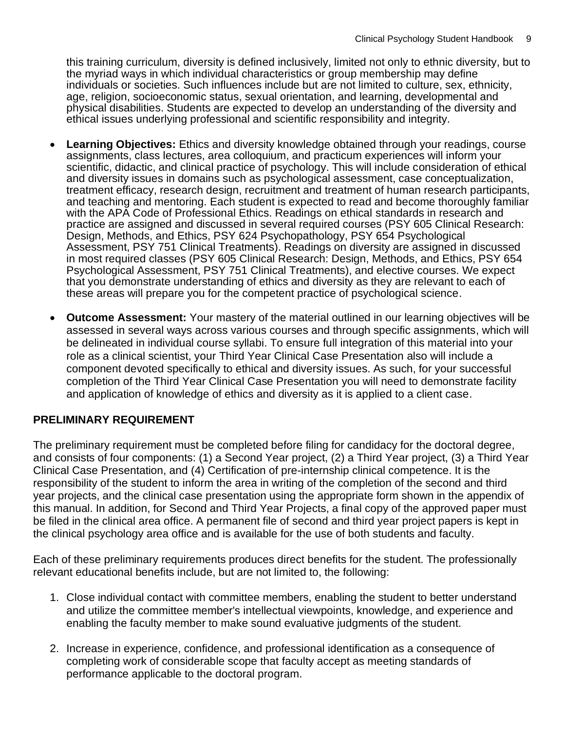this training curriculum, diversity is defined inclusively, limited not only to ethnic diversity, but to the myriad ways in which individual characteristics or group membership may define individuals or societies. Such influences include but are not limited to culture, sex, ethnicity, age, religion, socioeconomic status, sexual orientation, and learning, developmental and physical disabilities. Students are expected to develop an understanding of the diversity and ethical issues underlying professional and scientific responsibility and integrity.

- **Learning Objectives:** Ethics and diversity knowledge obtained through your readings, course assignments, class lectures, area colloquium, and practicum experiences will inform your scientific, didactic, and clinical practice of psychology. This will include consideration of ethical and diversity issues in domains such as psychological assessment, case conceptualization, treatment efficacy, research design, recruitment and treatment of human research participants, and teaching and mentoring. Each student is expected to read and become thoroughly familiar with the APA Code of Professional Ethics. Readings on ethical standards in research and practice are assigned and discussed in several required courses (PSY 605 Clinical Research: Design, Methods, and Ethics, PSY 624 Psychopathology, PSY 654 Psychological Assessment, PSY 751 Clinical Treatments). Readings on diversity are assigned in discussed in most required classes (PSY 605 Clinical Research: Design, Methods, and Ethics, PSY 654 Psychological Assessment, PSY 751 Clinical Treatments), and elective courses. We expect that you demonstrate understanding of ethics and diversity as they are relevant to each of these areas will prepare you for the competent practice of psychological science.

- **Outcome Assessment:** Your mastery of the material outlined in our learning objectives will be assessed in several ways across various courses and through specific assignments, which will be delineated in individual course syllabi. To ensure full integration of this material into your role as a clinical scientist, your Third Year Clinical Case Presentation also will include a component devoted specifically to ethical and diversity issues. As such, for your successful completion of the Third Year Clinical Case Presentation you will need to demonstrate facility and application of knowledge of ethics and diversity as it is applied to a client case.

## PRELIMINARY REQUIREMENT

The preliminary requirement must be completed before filing for candidacy for the doctoral degree, and consists of four components: (1) a Second Year project, (2) a Third Year project, (3) a Third Year Clinical Case Presentation, and (4) Certification of pre-internship clinical competence. It is the responsibility of the student to inform the area in writing of the completion of the second and third year projects, and the clinical case presentation using the appropriate form shown in the appendix of this manual. In addition, for Second and Third Year Projects, a final copy of the approved paper must be filed in the clinical area office. A permanent file of second and third year project papers is kept in the clinical psychology area office and is available for the use of both students and faculty.

Each of these preliminary requirements produces direct benefits for the student. The professionally relevant educational benefits include, but are not limited to, the following:

1. Close individual contact with committee members, enabling the student to better understand and utilize the committee member's intellectual viewpoints, knowledge, and experience and enabling the faculty member to make sound evaluative judgments of the student.

2. Increase in experience, confidence, and professional identification as a consequence of completing work of considerable scope that faculty accept as meeting standards of performance applicable to the doctoral program.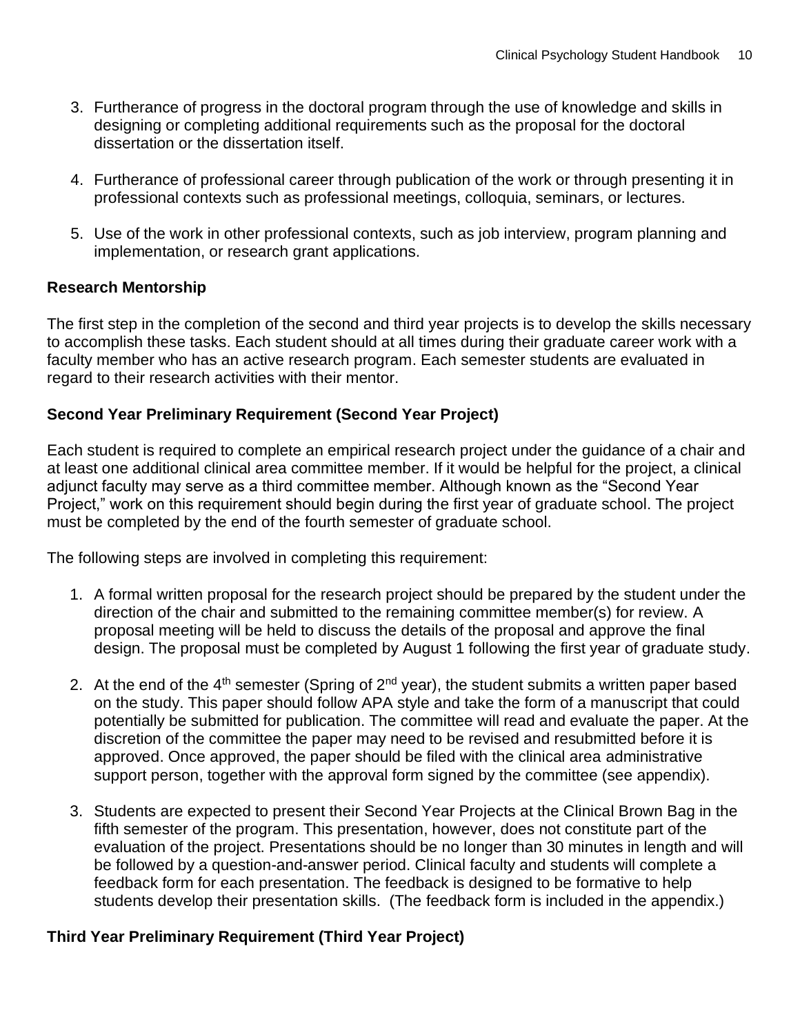3. Furtherance of progress in the doctoral program through the use of knowledge and skills in designing or completing additional requirements such as the proposal for the doctoral dissertation or the dissertation itself.

4. Furtherance of professional career through publication of the work or through presenting it in professional contexts such as professional meetings, colloquia, seminars, or lectures.

5. Use of the work in other professional contexts, such as job interview, program planning and implementation, or research grant applications.

**Research Mentorship**

The first step in the completion of the second and third year projects is to develop the skills necessary to accomplish these tasks. Each student should at all times during their graduate career work with a faculty member who has an active research program. Each semester students are evaluated in regard to their research activities with their mentor.

**Second Year Preliminary Requirement (Second Year Project)**

Each student is required to complete an empirical research project under the guidance of a chair and at least one additional clinical area committee member. If it would be helpful for the project, a clinical adjunct faculty may serve as a third committee member. Although known as the "Second Year Project," work on this requirement should begin during the first year of graduate school. The project must be completed by the end of the fourth semester of graduate school.

The following steps are involved in completing this requirement:

1. A formal written proposal for the research project should be prepared by the student under the direction of the chair and submitted to the remaining committee member(s) for review. A proposal meeting will be held to discuss the details of the proposal and approve the final design. The proposal must be completed by August 1 following the first year of graduate study.

2. At the end of the 4th semester (Spring of 2nd year), the student submits a written paper based on the study. This paper should follow APA style and take the form of a manuscript that could potentially be submitted for publication. The committee will read and evaluate the paper. At the discretion of the committee the paper may need to be revised and resubmitted before it is approved. Once approved, the paper should be filed with the clinical area administrative support person, together with the approval form signed by the committee (see appendix).

3. Students are expected to present their Second Year Projects at the Clinical Brown Bag in the fifth semester of the program. This presentation, however, does not constitute part of the evaluation of the project. Presentations should be no longer than 30 minutes in length and will be followed by a question-and-answer period. Clinical faculty and students will complete a feedback form for each presentation. The feedback is designed to be formative to help students develop their presentation skills. (The feedback form is included in the appendix.)

**Third Year Preliminary Requirement (Third Year Project)**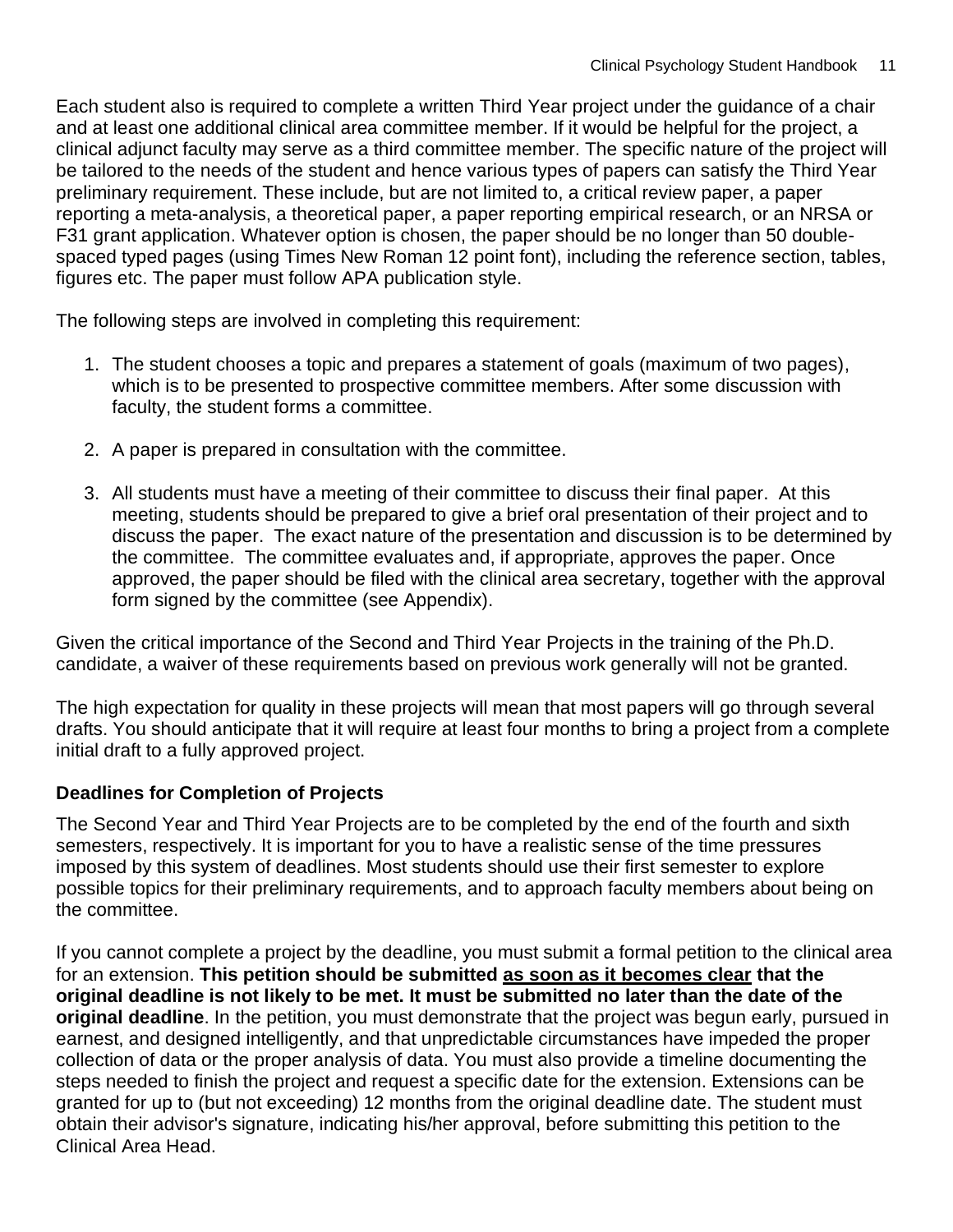Each student also is required to complete a written Third Year project under the guidance of a chair and at least one additional clinical area committee member. If it would be helpful for the project, a clinical adjunct faculty may serve as a third committee member. The specific nature of the project will be tailored to the needs of the student and hence various types of papers can satisfy the Third Year preliminary requirement. These include, but are not limited to, a critical review paper, a paper reporting a meta-analysis, a theoretical paper, a paper reporting empirical research, or an NRSA or F31 grant application. Whatever option is chosen, the paper should be no longer than 50 double-spaced typed pages (using Times New Roman 12 point font), including the reference section, tables, figures etc. The paper must follow APA publication style.

The following steps are involved in completing this requirement:

1. The student chooses a topic and prepares a statement of goals (maximum of two pages), which is to be presented to prospective committee members. After some discussion with faculty, the student forms a committee.

2. A paper is prepared in consultation with the committee.

3. All students must have a meeting of their committee to discuss their final paper. At this meeting, students should be prepared to give a brief oral presentation of their project and to discuss the paper. The exact nature of the presentation and discussion is to be determined by the committee. The committee evaluates and, if appropriate, approves the paper. Once approved, the paper should be filed with the clinical area secretary, together with the approval form signed by the committee (see Appendix).

Given the critical importance of the Second and Third Year Projects in the training of the Ph.D. candidate, a waiver of these requirements based on previous work generally will not be granted.

The high expectation for quality in these projects will mean that most papers will go through several drafts. You should anticipate that it will require at least four months to bring a project from a complete initial draft to a fully approved project.

### Deadlines for Completion of Projects

The Second Year and Third Year Projects are to be completed by the end of the fourth and sixth semesters, respectively. It is important for you to have a realistic sense of the time pressures imposed by this system of deadlines. Most students should use their first semester to explore possible topics for their preliminary requirements, and to approach faculty members about being on the committee.

If you cannot complete a project by the deadline, you must submit a formal petition to the clinical area for an extension. **This petition should be submitted <u>as soon as it becomes clear</u> that the original deadline is not likely to be met. It must be submitted no later than the date of the original deadline**. In the petition, you must demonstrate that the project was begun early, pursued in earnest, and designed intelligently, and that unpredictable circumstances have impeded the proper collection of data or the proper analysis of data. You must also provide a timeline documenting the steps needed to finish the project and request a specific date for the extension. Extensions can be granted for up to (but not exceeding) 12 months from the original deadline date. The student must obtain their advisor's signature, indicating his/her approval, before submitting this petition to the Clinical Area Head.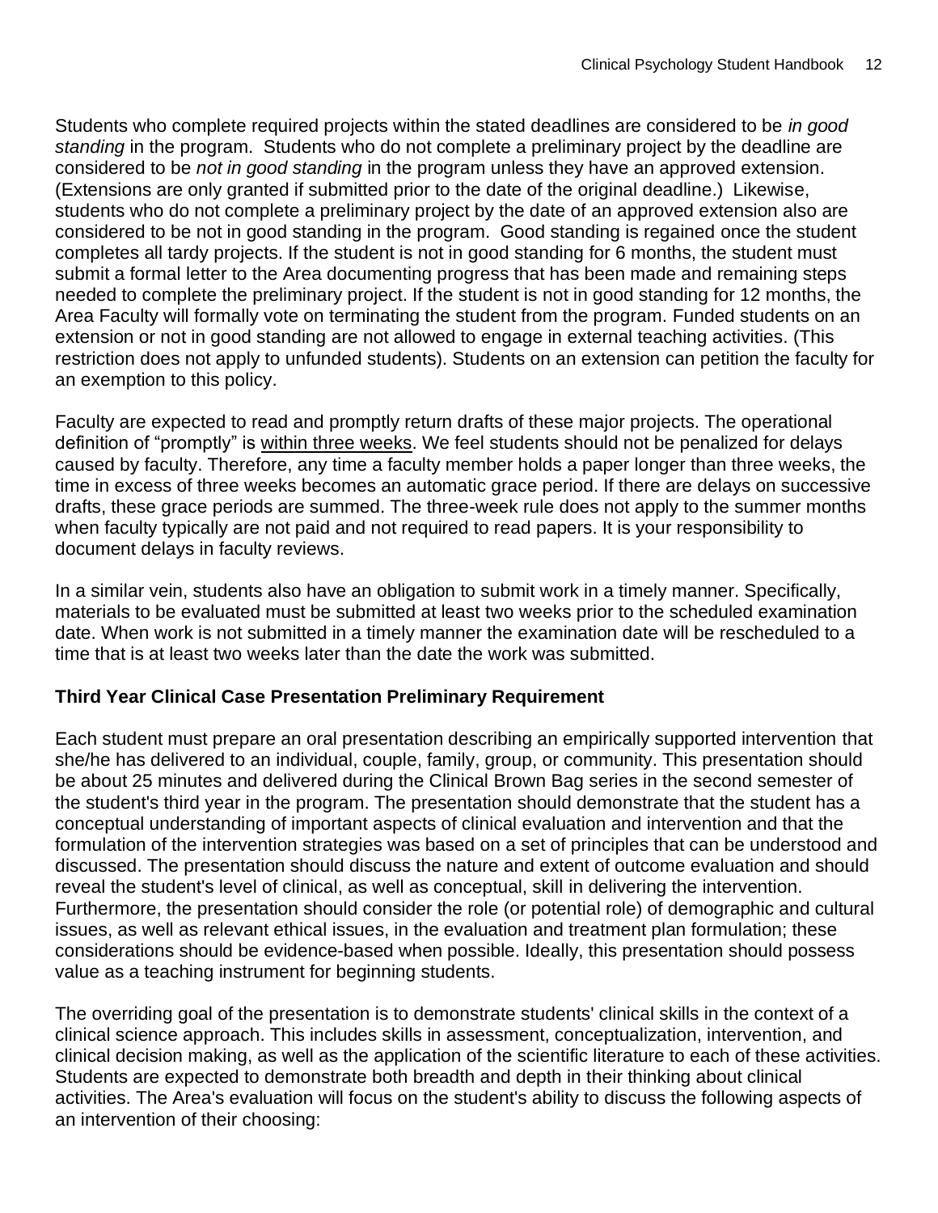Students who complete required projects within the stated deadlines are considered to be *in good standing* in the program. Students who do not complete a preliminary project by the deadline are considered to be *not in good standing* in the program unless they have an approved extension. (Extensions are only granted if submitted prior to the date of the original deadline.) Likewise, students who do not complete a preliminary project by the date of an approved extension also are considered to be not in good standing in the program. Good standing is regained once the student completes all tardy projects. If the student is not in good standing for 6 months, the student must submit a formal letter to the Area documenting progress that has been made and remaining steps needed to complete the preliminary project. If the student is not in good standing for 12 months, the Area Faculty will formally vote on terminating the student from the program. Funded students on an extension or not in good standing are not allowed to engage in external teaching activities. (This restriction does not apply to unfunded students). Students on an extension can petition the faculty for an exemption to this policy.

Faculty are expected to read and promptly return drafts of these major projects. The operational definition of "promptly" is <u>within three weeks</u>. We feel students should not be penalized for delays caused by faculty. Therefore, any time a faculty member holds a paper longer than three weeks, the time in excess of three weeks becomes an automatic grace period. If there are delays on successive drafts, these grace periods are summed. The three-week rule does not apply to the summer months when faculty typically are not paid and not required to read papers. It is your responsibility to document delays in faculty reviews.

In a similar vein, students also have an obligation to submit work in a timely manner. Specifically, materials to be evaluated must be submitted at least two weeks prior to the scheduled examination date. When work is not submitted in a timely manner the examination date will be rescheduled to a time that is at least two weeks later than the date the work was submitted.

**Third Year Clinical Case Presentation Preliminary Requirement**

Each student must prepare an oral presentation describing an empirically supported intervention that she/he has delivered to an individual, couple, family, group, or community. This presentation should be about 25 minutes and delivered during the Clinical Brown Bag series in the second semester of the student's third year in the program. The presentation should demonstrate that the student has a conceptual understanding of important aspects of clinical evaluation and intervention and that the formulation of the intervention strategies was based on a set of principles that can be understood and discussed. The presentation should discuss the nature and extent of outcome evaluation and should reveal the student's level of clinical, as well as conceptual, skill in delivering the intervention. Furthermore, the presentation should consider the role (or potential role) of demographic and cultural issues, as well as relevant ethical issues, in the evaluation and treatment plan formulation; these considerations should be evidence-based when possible. Ideally, this presentation should possess value as a teaching instrument for beginning students.

The overriding goal of the presentation is to demonstrate students' clinical skills in the context of a clinical science approach. This includes skills in assessment, conceptualization, intervention, and clinical decision making, as well as the application of the scientific literature to each of these activities. Students are expected to demonstrate both breadth and depth in their thinking about clinical activities. The Area's evaluation will focus on the student's ability to discuss the following aspects of an intervention of their choosing: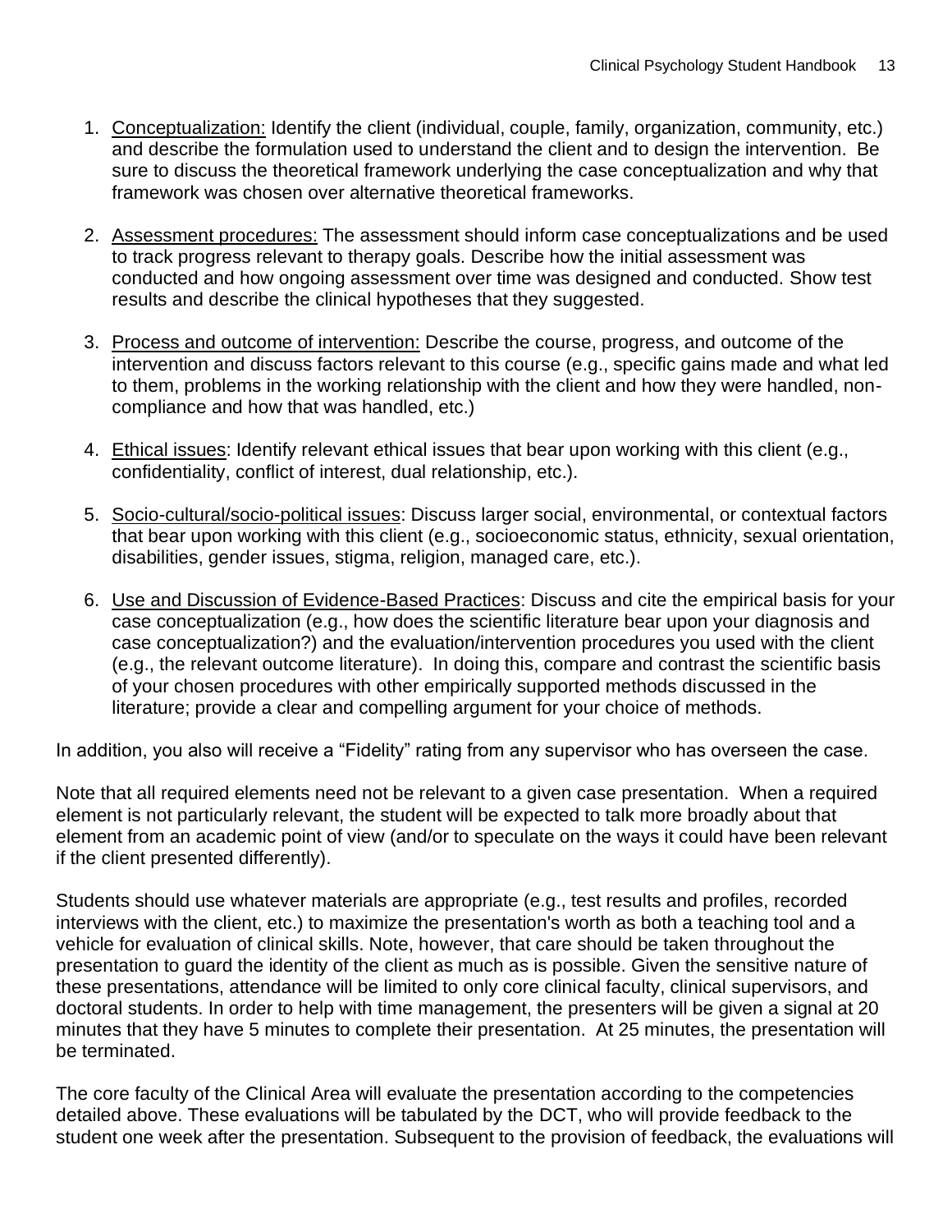1. Conceptualization: Identify the client (individual, couple, family, organization, community, etc.) and describe the formulation used to understand the client and to design the intervention. Be sure to discuss the theoretical framework underlying the case conceptualization and why that framework was chosen over alternative theoretical frameworks.

2. Assessment procedures: The assessment should inform case conceptualizations and be used to track progress relevant to therapy goals. Describe how the initial assessment was conducted and how ongoing assessment over time was designed and conducted. Show test results and describe the clinical hypotheses that they suggested.

3. Process and outcome of intervention: Describe the course, progress, and outcome of the intervention and discuss factors relevant to this course (e.g., specific gains made and what led to them, problems in the working relationship with the client and how they were handled, non-compliance and how that was handled, etc.)

4. Ethical issues: Identify relevant ethical issues that bear upon working with this client (e.g., confidentiality, conflict of interest, dual relationship, etc.).

5. Socio-cultural/socio-political issues: Discuss larger social, environmental, or contextual factors that bear upon working with this client (e.g., socioeconomic status, ethnicity, sexual orientation, disabilities, gender issues, stigma, religion, managed care, etc.).

6. Use and Discussion of Evidence-Based Practices: Discuss and cite the empirical basis for your case conceptualization (e.g., how does the scientific literature bear upon your diagnosis and case conceptualization?) and the evaluation/intervention procedures you used with the client (e.g., the relevant outcome literature). In doing this, compare and contrast the scientific basis of your chosen procedures with other empirically supported methods discussed in the literature; provide a clear and compelling argument for your choice of methods.

In addition, you also will receive a "Fidelity" rating from any supervisor who has overseen the case.

Note that all required elements need not be relevant to a given case presentation. When a required element is not particularly relevant, the student will be expected to talk more broadly about that element from an academic point of view (and/or to speculate on the ways it could have been relevant if the client presented differently).

Students should use whatever materials are appropriate (e.g., test results and profiles, recorded interviews with the client, etc.) to maximize the presentation's worth as both a teaching tool and a vehicle for evaluation of clinical skills. Note, however, that care should be taken throughout the presentation to guard the identity of the client as much as is possible. Given the sensitive nature of these presentations, attendance will be limited to only core clinical faculty, clinical supervisors, and doctoral students. In order to help with time management, the presenters will be given a signal at 20 minutes that they have 5 minutes to complete their presentation. At 25 minutes, the presentation will be terminated.

The core faculty of the Clinical Area will evaluate the presentation according to the competencies detailed above. These evaluations will be tabulated by the DCT, who will provide feedback to the student one week after the presentation. Subsequent to the provision of feedback, the evaluations will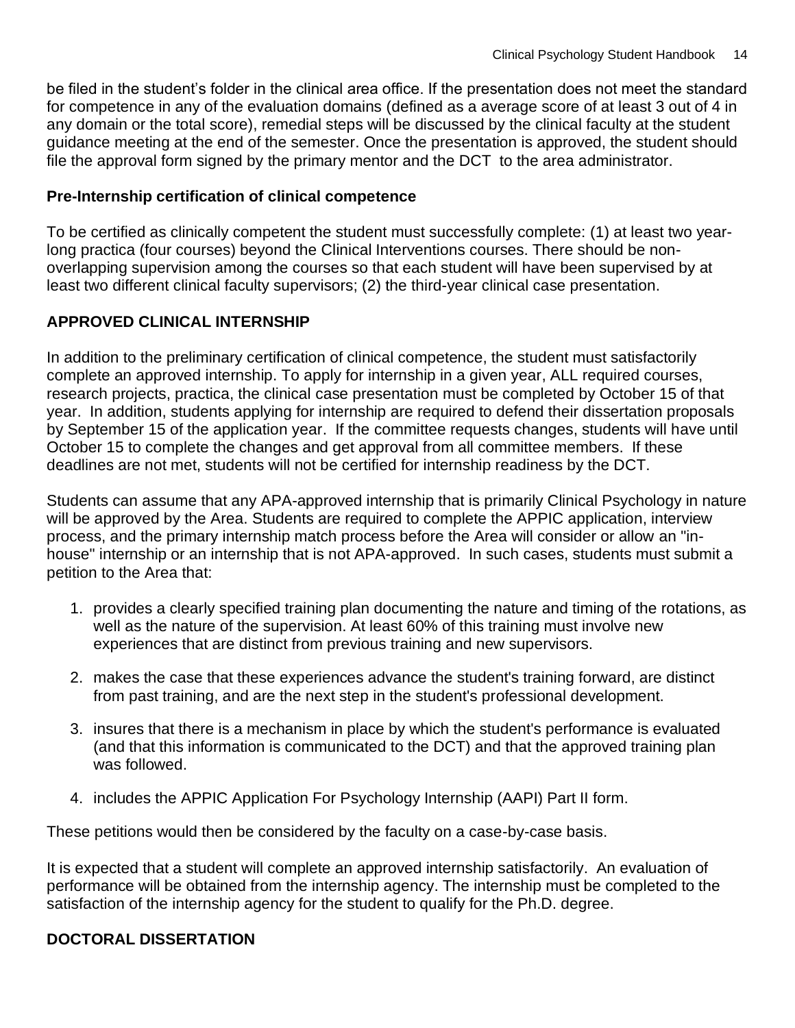be filed in the student's folder in the clinical area office. If the presentation does not meet the standard for competence in any of the evaluation domains (defined as a average score of at least 3 out of 4 in any domain or the total score), remedial steps will be discussed by the clinical faculty at the student guidance meeting at the end of the semester. Once the presentation is approved, the student should file the approval form signed by the primary mentor and the DCT to the area administrator.

### Pre-Internship certification of clinical competence

To be certified as clinically competent the student must successfully complete: (1) at least two year-long practica (four courses) beyond the Clinical Interventions courses. There should be non-overlapping supervision among the courses so that each student will have been supervised by at least two different clinical faculty supervisors; (2) the third-year clinical case presentation.

## APPROVED CLINICAL INTERNSHIP

In addition to the preliminary certification of clinical competence, the student must satisfactorily complete an approved internship. To apply for internship in a given year, ALL required courses, research projects, practica, the clinical case presentation must be completed by October 15 of that year. In addition, students applying for internship are required to defend their dissertation proposals by September 15 of the application year. If the committee requests changes, students will have until October 15 to complete the changes and get approval from all committee members. If these deadlines are not met, students will not be certified for internship readiness by the DCT.

Students can assume that any APA-approved internship that is primarily Clinical Psychology in nature will be approved by the Area. Students are required to complete the APPIC application, interview process, and the primary internship match process before the Area will consider or allow an "in-house" internship or an internship that is not APA-approved. In such cases, students must submit a petition to the Area that:

1. provides a clearly specified training plan documenting the nature and timing of the rotations, as well as the nature of the supervision. At least 60% of this training must involve new experiences that are distinct from previous training and new supervisors.
2. makes the case that these experiences advance the student's training forward, are distinct from past training, and are the next step in the student's professional development.
3. insures that there is a mechanism in place by which the student's performance is evaluated (and that this information is communicated to the DCT) and that the approved training plan was followed.
4. includes the APPIC Application For Psychology Internship (AAPI) Part II form.

These petitions would then be considered by the faculty on a case-by-case basis.

It is expected that a student will complete an approved internship satisfactorily. An evaluation of performance will be obtained from the internship agency. The internship must be completed to the satisfaction of the internship agency for the student to qualify for the Ph.D. degree.

## DOCTORAL DISSERTATION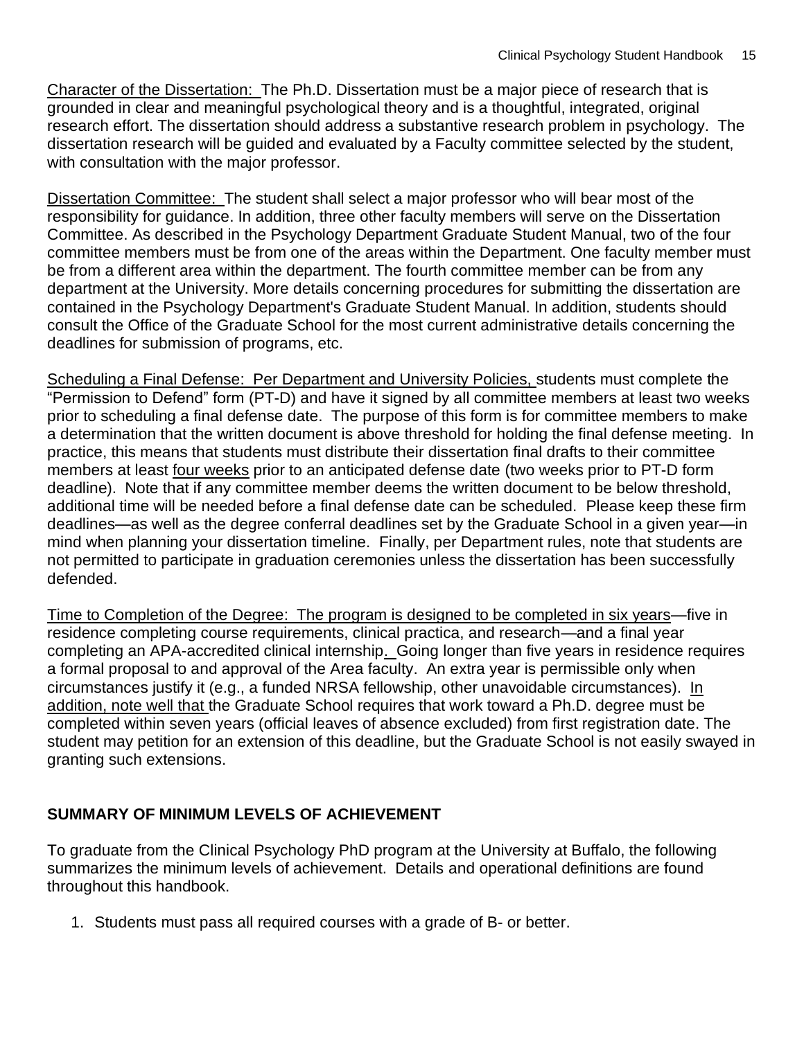Character of the Dissertation: The Ph.D. Dissertation must be a major piece of research that is grounded in clear and meaningful psychological theory and is a thoughtful, integrated, original research effort. The dissertation should address a substantive research problem in psychology. The dissertation research will be guided and evaluated by a Faculty committee selected by the student, with consultation with the major professor.

Dissertation Committee: The student shall select a major professor who will bear most of the responsibility for guidance. In addition, three other faculty members will serve on the Dissertation Committee. As described in the Psychology Department Graduate Student Manual, two of the four committee members must be from one of the areas within the Department. One faculty member must be from a different area within the department. The fourth committee member can be from any department at the University. More details concerning procedures for submitting the dissertation are contained in the Psychology Department's Graduate Student Manual. In addition, students should consult the Office of the Graduate School for the most current administrative details concerning the deadlines for submission of programs, etc.

Scheduling a Final Defense: Per Department and University Policies, students must complete the "Permission to Defend" form (PT-D) and have it signed by all committee members at least two weeks prior to scheduling a final defense date. The purpose of this form is for committee members to make a determination that the written document is above threshold for holding the final defense meeting. In practice, this means that students must distribute their dissertation final drafts to their committee members at least four weeks prior to an anticipated defense date (two weeks prior to PT-D form deadline). Note that if any committee member deems the written document to be below threshold, additional time will be needed before a final defense date can be scheduled. Please keep these firm deadlines—as well as the degree conferral deadlines set by the Graduate School in a given year—in mind when planning your dissertation timeline. Finally, per Department rules, note that students are not permitted to participate in graduation ceremonies unless the dissertation has been successfully defended.

Time to Completion of the Degree: The program is designed to be completed in six years—five in residence completing course requirements, clinical practica, and research—and a final year completing an APA-accredited clinical internship. Going longer than five years in residence requires a formal proposal to and approval of the Area faculty. An extra year is permissible only when circumstances justify it (e.g., a funded NRSA fellowship, other unavoidable circumstances). In addition, note well that the Graduate School requires that work toward a Ph.D. degree must be completed within seven years (official leaves of absence excluded) from first registration date. The student may petition for an extension of this deadline, but the Graduate School is not easily swayed in granting such extensions.

## SUMMARY OF MINIMUM LEVELS OF ACHIEVEMENT

To graduate from the Clinical Psychology PhD program at the University at Buffalo, the following summarizes the minimum levels of achievement. Details and operational definitions are found throughout this handbook.

1. Students must pass all required courses with a grade of B- or better.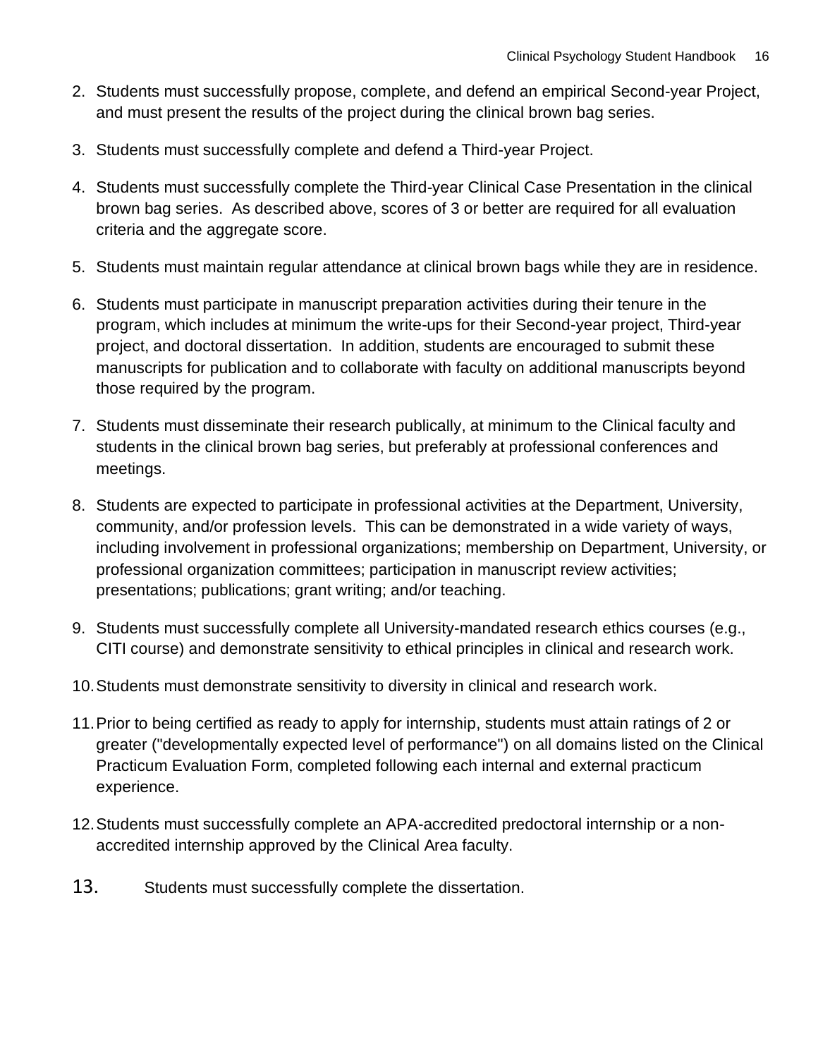2. Students must successfully propose, complete, and defend an empirical Second-year Project, and must present the results of the project during the clinical brown bag series.

3. Students must successfully complete and defend a Third-year Project.

4. Students must successfully complete the Third-year Clinical Case Presentation in the clinical brown bag series. As described above, scores of 3 or better are required for all evaluation criteria and the aggregate score.

5. Students must maintain regular attendance at clinical brown bags while they are in residence.

6. Students must participate in manuscript preparation activities during their tenure in the program, which includes at minimum the write-ups for their Second-year project, Third-year project, and doctoral dissertation. In addition, students are encouraged to submit these manuscripts for publication and to collaborate with faculty on additional manuscripts beyond those required by the program.

7. Students must disseminate their research publically, at minimum to the Clinical faculty and students in the clinical brown bag series, but preferably at professional conferences and meetings.

8. Students are expected to participate in professional activities at the Department, University, community, and/or profession levels. This can be demonstrated in a wide variety of ways, including involvement in professional organizations; membership on Department, University, or professional organization committees; participation in manuscript review activities; presentations; publications; grant writing; and/or teaching.

9. Students must successfully complete all University-mandated research ethics courses (e.g., CITI course) and demonstrate sensitivity to ethical principles in clinical and research work.

10. Students must demonstrate sensitivity to diversity in clinical and research work.

11. Prior to being certified as ready to apply for internship, students must attain ratings of 2 or greater ("developmentally expected level of performance") on all domains listed on the Clinical Practicum Evaluation Form, completed following each internal and external practicum experience.

12. Students must successfully complete an APA-accredited predoctoral internship or a non-accredited internship approved by the Clinical Area faculty.

13. Students must successfully complete the dissertation.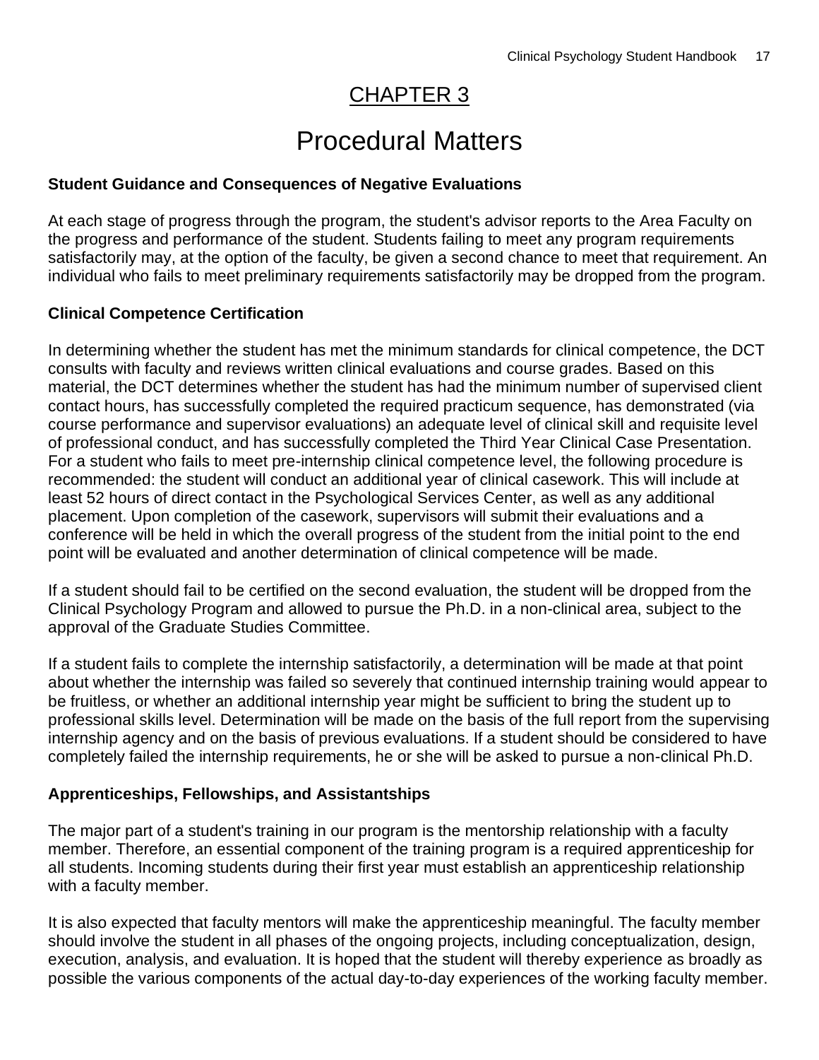# CHAPTER 3

# Procedural Matters

### Student Guidance and Consequences of Negative Evaluations

At each stage of progress through the program, the student's advisor reports to the Area Faculty on the progress and performance of the student. Students failing to meet any program requirements satisfactorily may, at the option of the faculty, be given a second chance to meet that requirement. An individual who fails to meet preliminary requirements satisfactorily may be dropped from the program.

### Clinical Competence Certification

In determining whether the student has met the minimum standards for clinical competence, the DCT consults with faculty and reviews written clinical evaluations and course grades. Based on this material, the DCT determines whether the student has had the minimum number of supervised client contact hours, has successfully completed the required practicum sequence, has demonstrated (via course performance and supervisor evaluations) an adequate level of clinical skill and requisite level of professional conduct, and has successfully completed the Third Year Clinical Case Presentation. For a student who fails to meet pre-internship clinical competence level, the following procedure is recommended: the student will conduct an additional year of clinical casework. This will include at least 52 hours of direct contact in the Psychological Services Center, as well as any additional placement. Upon completion of the casework, supervisors will submit their evaluations and a conference will be held in which the overall progress of the student from the initial point to the end point will be evaluated and another determination of clinical competence will be made.

If a student should fail to be certified on the second evaluation, the student will be dropped from the Clinical Psychology Program and allowed to pursue the Ph.D. in a non-clinical area, subject to the approval of the Graduate Studies Committee.

If a student fails to complete the internship satisfactorily, a determination will be made at that point about whether the internship was failed so severely that continued internship training would appear to be fruitless, or whether an additional internship year might be sufficient to bring the student up to professional skills level. Determination will be made on the basis of the full report from the supervising internship agency and on the basis of previous evaluations. If a student should be considered to have completely failed the internship requirements, he or she will be asked to pursue a non-clinical Ph.D.

### Apprenticeships, Fellowships, and Assistantships

The major part of a student's training in our program is the mentorship relationship with a faculty member. Therefore, an essential component of the training program is a required apprenticeship for all students. Incoming students during their first year must establish an apprenticeship relationship with a faculty member.

It is also expected that faculty mentors will make the apprenticeship meaningful. The faculty member should involve the student in all phases of the ongoing projects, including conceptualization, design, execution, analysis, and evaluation. It is hoped that the student will thereby experience as broadly as possible the various components of the actual day-to-day experiences of the working faculty member.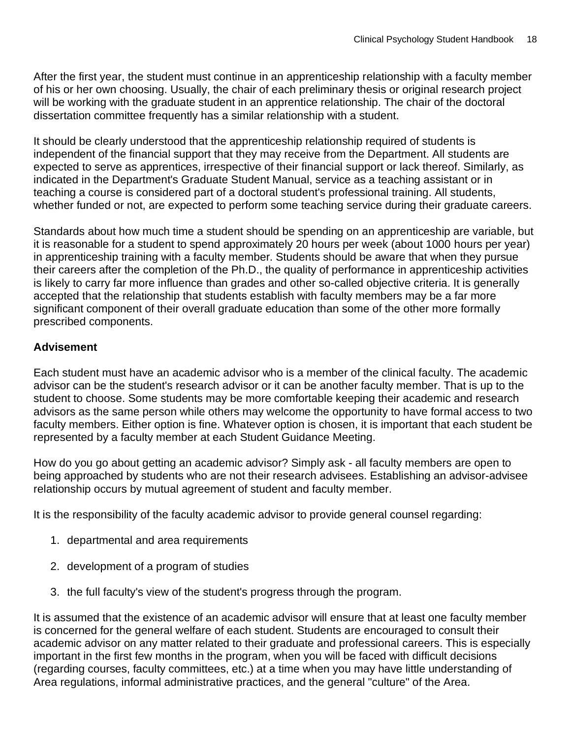After the first year, the student must continue in an apprenticeship relationship with a faculty member of his or her own choosing. Usually, the chair of each preliminary thesis or original research project will be working with the graduate student in an apprentice relationship. The chair of the doctoral dissertation committee frequently has a similar relationship with a student.

It should be clearly understood that the apprenticeship relationship required of students is independent of the financial support that they may receive from the Department. All students are expected to serve as apprentices, irrespective of their financial support or lack thereof. Similarly, as indicated in the Department's Graduate Student Manual, service as a teaching assistant or in teaching a course is considered part of a doctoral student's professional training. All students, whether funded or not, are expected to perform some teaching service during their graduate careers.

Standards about how much time a student should be spending on an apprenticeship are variable, but it is reasonable for a student to spend approximately 20 hours per week (about 1000 hours per year) in apprenticeship training with a faculty member. Students should be aware that when they pursue their careers after the completion of the Ph.D., the quality of performance in apprenticeship activities is likely to carry far more influence than grades and other so-called objective criteria. It is generally accepted that the relationship that students establish with faculty members may be a far more significant component of their overall graduate education than some of the other more formally prescribed components.

**Advisement**

Each student must have an academic advisor who is a member of the clinical faculty. The academic advisor can be the student's research advisor or it can be another faculty member. That is up to the student to choose. Some students may be more comfortable keeping their academic and research advisors as the same person while others may welcome the opportunity to have formal access to two faculty members. Either option is fine. Whatever option is chosen, it is important that each student be represented by a faculty member at each Student Guidance Meeting.

How do you go about getting an academic advisor? Simply ask - all faculty members are open to being approached by students who are not their research advisees. Establishing an advisor-advisee relationship occurs by mutual agreement of student and faculty member.

It is the responsibility of the faculty academic advisor to provide general counsel regarding:

1. departmental and area requirements
2. development of a program of studies
3. the full faculty's view of the student's progress through the program.

It is assumed that the existence of an academic advisor will ensure that at least one faculty member is concerned for the general welfare of each student. Students are encouraged to consult their academic advisor on any matter related to their graduate and professional careers. This is especially important in the first few months in the program, when you will be faced with difficult decisions (regarding courses, faculty committees, etc.) at a time when you may have little understanding of Area regulations, informal administrative practices, and the general "culture" of the Area.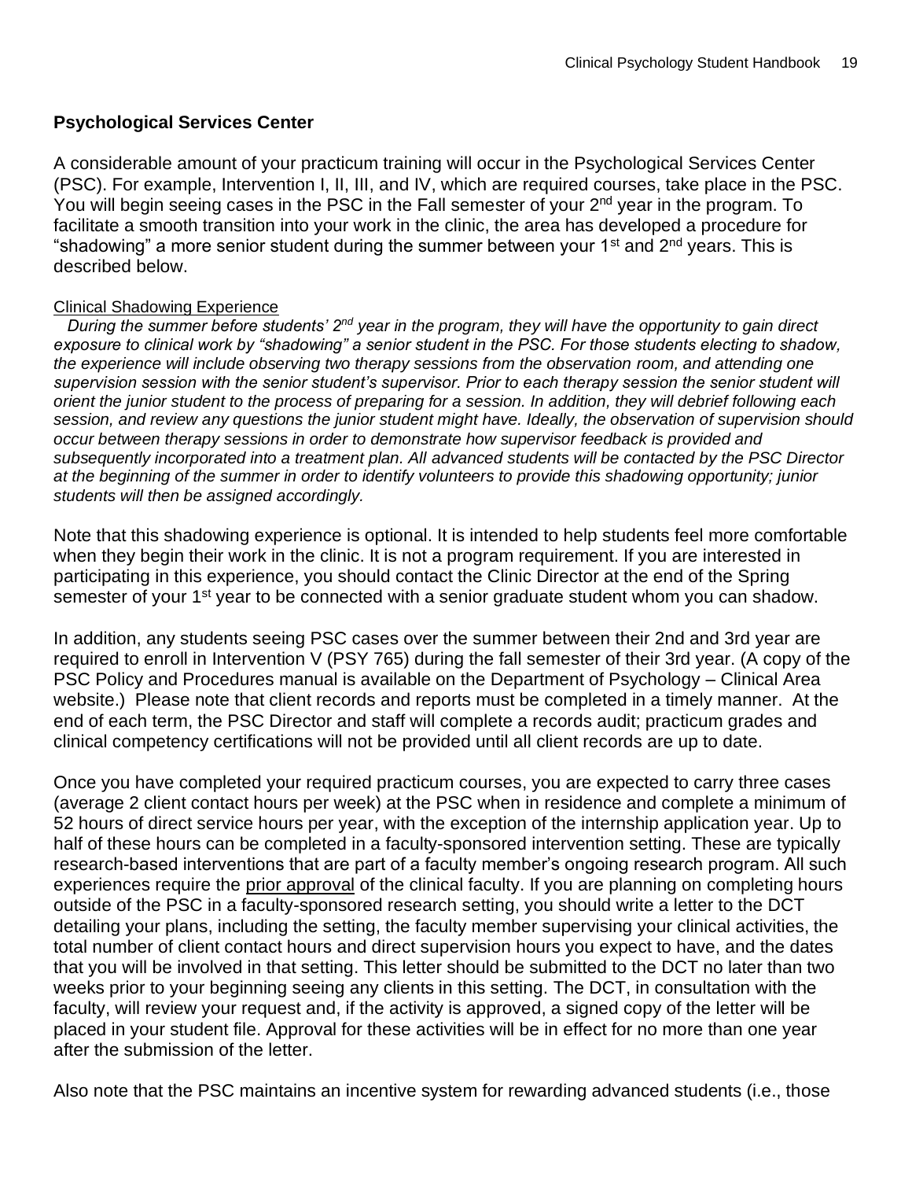## Psychological Services Center

A considerable amount of your practicum training will occur in the Psychological Services Center (PSC). For example, Intervention I, II, III, and IV, which are required courses, take place in the PSC. You will begin seeing cases in the PSC in the Fall semester of your 2nd year in the program. To facilitate a smooth transition into your work in the clinic, the area has developed a procedure for "shadowing" a more senior student during the summer between your 1st and 2nd years. This is described below.

<u>Clinical Shadowing Experience</u>

*During the summer before students' 2nd year in the program, they will have the opportunity to gain direct exposure to clinical work by "shadowing" a senior student in the PSC. For those students electing to shadow, the experience will include observing two therapy sessions from the observation room, and attending one supervision session with the senior student's supervisor. Prior to each therapy session the senior student will orient the junior student to the process of preparing for a session. In addition, they will debrief following each session, and review any questions the junior student might have. Ideally, the observation of supervision should occur between therapy sessions in order to demonstrate how supervisor feedback is provided and subsequently incorporated into a treatment plan. All advanced students will be contacted by the PSC Director at the beginning of the summer in order to identify volunteers to provide this shadowing opportunity; junior students will then be assigned accordingly.*

Note that this shadowing experience is optional. It is intended to help students feel more comfortable when they begin their work in the clinic. It is not a program requirement. If you are interested in participating in this experience, you should contact the Clinic Director at the end of the Spring semester of your 1st year to be connected with a senior graduate student whom you can shadow.

In addition, any students seeing PSC cases over the summer between their 2nd and 3rd year are required to enroll in Intervention V (PSY 765) during the fall semester of their 3rd year. (A copy of the PSC Policy and Procedures manual is available on the Department of Psychology – Clinical Area website.) Please note that client records and reports must be completed in a timely manner. At the end of each term, the PSC Director and staff will complete a records audit; practicum grades and clinical competency certifications will not be provided until all client records are up to date.

Once you have completed your required practicum courses, you are expected to carry three cases (average 2 client contact hours per week) at the PSC when in residence and complete a minimum of 52 hours of direct service hours per year, with the exception of the internship application year. Up to half of these hours can be completed in a faculty-sponsored intervention setting. These are typically research-based interventions that are part of a faculty member's ongoing research program. All such experiences require the <u>prior approval</u> of the clinical faculty. If you are planning on completing hours outside of the PSC in a faculty-sponsored research setting, you should write a letter to the DCT detailing your plans, including the setting, the faculty member supervising your clinical activities, the total number of client contact hours and direct supervision hours you expect to have, and the dates that you will be involved in that setting. This letter should be submitted to the DCT no later than two weeks prior to your beginning seeing any clients in this setting. The DCT, in consultation with the faculty, will review your request and, if the activity is approved, a signed copy of the letter will be placed in your student file. Approval for these activities will be in effect for no more than one year after the submission of the letter.

Also note that the PSC maintains an incentive system for rewarding advanced students (i.e., those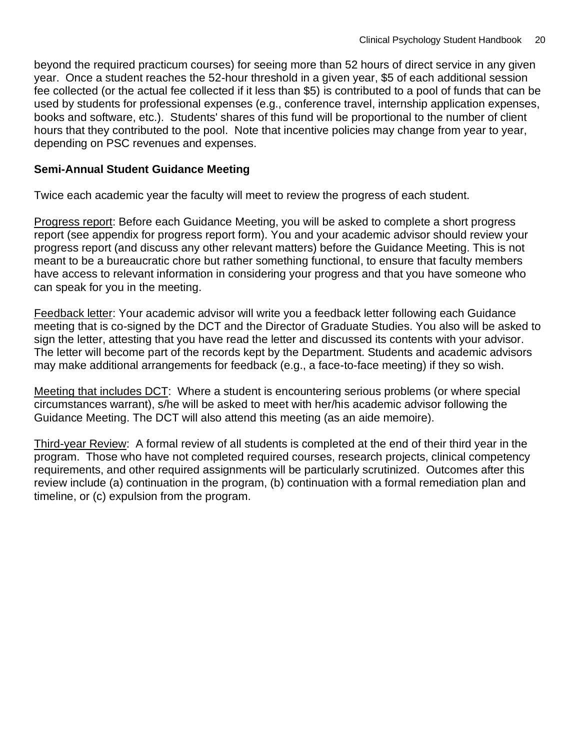beyond the required practicum courses) for seeing more than 52 hours of direct service in any given year. Once a student reaches the 52-hour threshold in a given year, $5 of each additional session fee collected (or the actual fee collected if it less than $5) is contributed to a pool of funds that can be used by students for professional expenses (e.g., conference travel, internship application expenses, books and software, etc.). Students' shares of this fund will be proportional to the number of client hours that they contributed to the pool. Note that incentive policies may change from year to year, depending on PSC revenues and expenses.

**Semi-Annual Student Guidance Meeting**

Twice each academic year the faculty will meet to review the progress of each student.

<u>Progress report</u>: Before each Guidance Meeting, you will be asked to complete a short progress report (see appendix for progress report form). You and your academic advisor should review your progress report (and discuss any other relevant matters) before the Guidance Meeting. This is not meant to be a bureaucratic chore but rather something functional, to ensure that faculty members have access to relevant information in considering your progress and that you have someone who can speak for you in the meeting.

<u>Feedback letter</u>: Your academic advisor will write you a feedback letter following each Guidance meeting that is co-signed by the DCT and the Director of Graduate Studies. You also will be asked to sign the letter, attesting that you have read the letter and discussed its contents with your advisor. The letter will become part of the records kept by the Department. Students and academic advisors may make additional arrangements for feedback (e.g., a face-to-face meeting) if they so wish.

<u>Meeting that includes DCT</u>: Where a student is encountering serious problems (or where special circumstances warrant), s/he will be asked to meet with her/his academic advisor following the Guidance Meeting. The DCT will also attend this meeting (as an aide memoire).

<u>Third-year Review</u>: A formal review of all students is completed at the end of their third year in the program. Those who have not completed required courses, research projects, clinical competency requirements, and other required assignments will be particularly scrutinized. Outcomes after this review include (a) continuation in the program, (b) continuation with a formal remediation plan and timeline, or (c) expulsion from the program.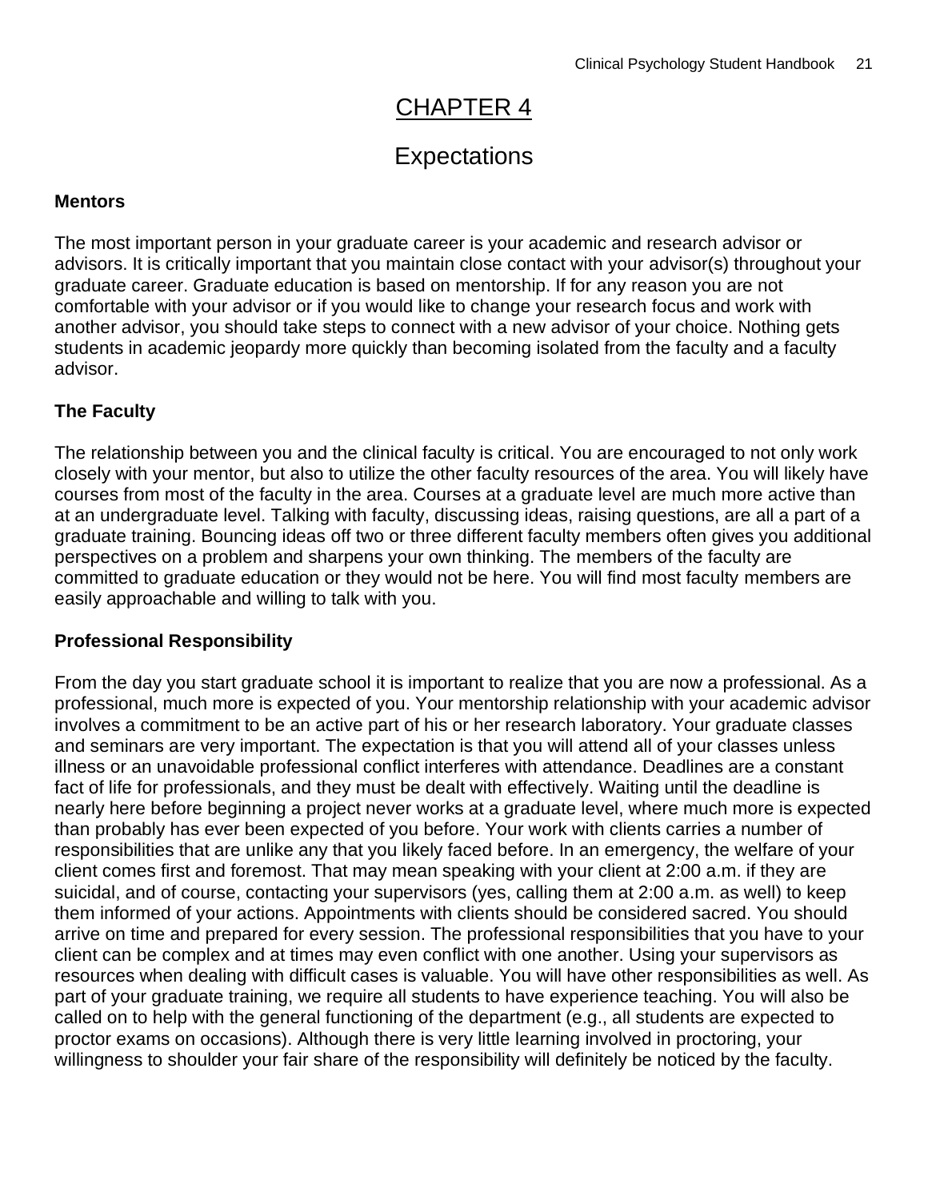# CHAPTER 4

## Expectations

### Mentors

The most important person in your graduate career is your academic and research advisor or advisors. It is critically important that you maintain close contact with your advisor(s) throughout your graduate career. Graduate education is based on mentorship. If for any reason you are not comfortable with your advisor or if you would like to change your research focus and work with another advisor, you should take steps to connect with a new advisor of your choice. Nothing gets students in academic jeopardy more quickly than becoming isolated from the faculty and a faculty advisor.

### The Faculty

The relationship between you and the clinical faculty is critical. You are encouraged to not only work closely with your mentor, but also to utilize the other faculty resources of the area. You will likely have courses from most of the faculty in the area. Courses at a graduate level are much more active than at an undergraduate level. Talking with faculty, discussing ideas, raising questions, are all a part of a graduate training. Bouncing ideas off two or three different faculty members often gives you additional perspectives on a problem and sharpens your own thinking. The members of the faculty are committed to graduate education or they would not be here. You will find most faculty members are easily approachable and willing to talk with you.

### Professional Responsibility

From the day you start graduate school it is important to realize that you are now a professional. As a professional, much more is expected of you. Your mentorship relationship with your academic advisor involves a commitment to be an active part of his or her research laboratory. Your graduate classes and seminars are very important. The expectation is that you will attend all of your classes unless illness or an unavoidable professional conflict interferes with attendance. Deadlines are a constant fact of life for professionals, and they must be dealt with effectively. Waiting until the deadline is nearly here before beginning a project never works at a graduate level, where much more is expected than probably has ever been expected of you before. Your work with clients carries a number of responsibilities that are unlike any that you likely faced before. In an emergency, the welfare of your client comes first and foremost. That may mean speaking with your client at 2:00 a.m. if they are suicidal, and of course, contacting your supervisors (yes, calling them at 2:00 a.m. as well) to keep them informed of your actions. Appointments with clients should be considered sacred. You should arrive on time and prepared for every session. The professional responsibilities that you have to your client can be complex and at times may even conflict with one another. Using your supervisors as resources when dealing with difficult cases is valuable. You will have other responsibilities as well. As part of your graduate training, we require all students to have experience teaching. You will also be called on to help with the general functioning of the department (e.g., all students are expected to proctor exams on occasions). Although there is very little learning involved in proctoring, your willingness to shoulder your fair share of the responsibility will definitely be noticed by the faculty.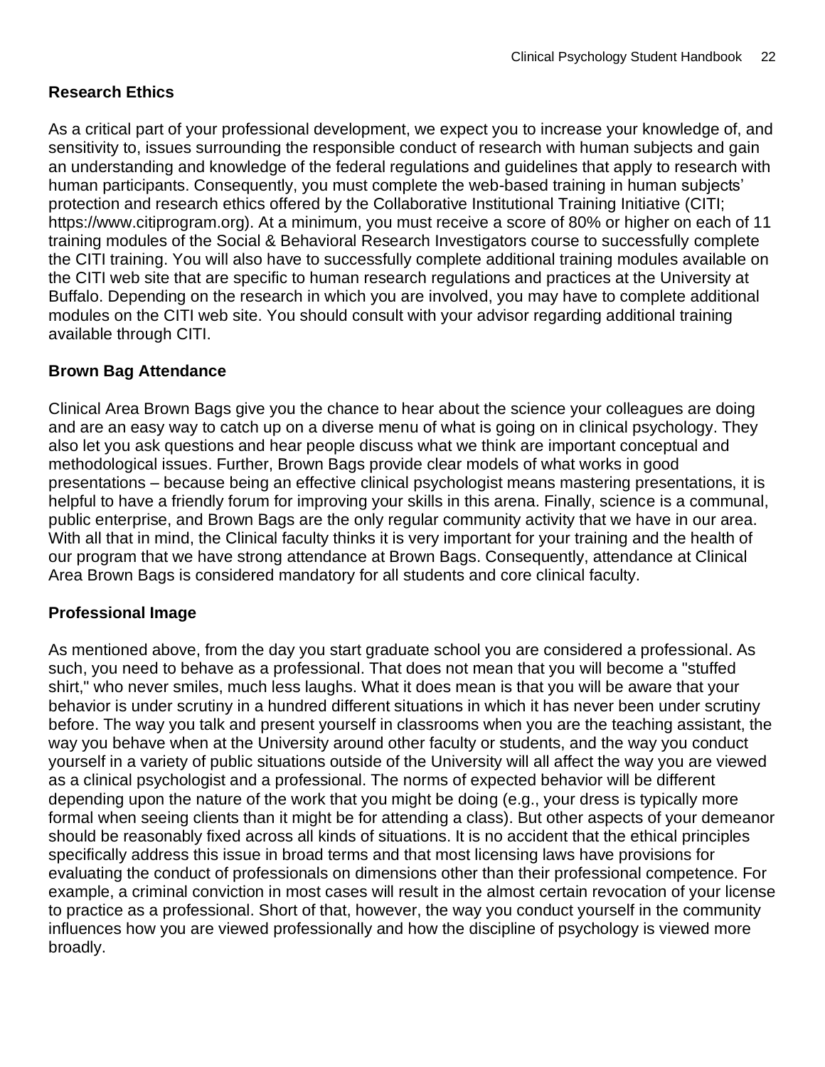## Research Ethics

As a critical part of your professional development, we expect you to increase your knowledge of, and sensitivity to, issues surrounding the responsible conduct of research with human subjects and gain an understanding and knowledge of the federal regulations and guidelines that apply to research with human participants. Consequently, you must complete the web-based training in human subjects' protection and research ethics offered by the Collaborative Institutional Training Initiative (CITI; https://www.citiprogram.org). At a minimum, you must receive a score of 80% or higher on each of 11 training modules of the Social & Behavioral Research Investigators course to successfully complete the CITI training. You will also have to successfully complete additional training modules available on the CITI web site that are specific to human research regulations and practices at the University at Buffalo. Depending on the research in which you are involved, you may have to complete additional modules on the CITI web site. You should consult with your advisor regarding additional training available through CITI.

## Brown Bag Attendance

Clinical Area Brown Bags give you the chance to hear about the science your colleagues are doing and are an easy way to catch up on a diverse menu of what is going on in clinical psychology. They also let you ask questions and hear people discuss what we think are important conceptual and methodological issues. Further, Brown Bags provide clear models of what works in good presentations – because being an effective clinical psychologist means mastering presentations, it is helpful to have a friendly forum for improving your skills in this arena. Finally, science is a communal, public enterprise, and Brown Bags are the only regular community activity that we have in our area. With all that in mind, the Clinical faculty thinks it is very important for your training and the health of our program that we have strong attendance at Brown Bags. Consequently, attendance at Clinical Area Brown Bags is considered mandatory for all students and core clinical faculty.

## Professional Image

As mentioned above, from the day you start graduate school you are considered a professional. As such, you need to behave as a professional. That does not mean that you will become a "stuffed shirt," who never smiles, much less laughs. What it does mean is that you will be aware that your behavior is under scrutiny in a hundred different situations in which it has never been under scrutiny before. The way you talk and present yourself in classrooms when you are the teaching assistant, the way you behave when at the University around other faculty or students, and the way you conduct yourself in a variety of public situations outside of the University will all affect the way you are viewed as a clinical psychologist and a professional. The norms of expected behavior will be different depending upon the nature of the work that you might be doing (e.g., your dress is typically more formal when seeing clients than it might be for attending a class). But other aspects of your demeanor should be reasonably fixed across all kinds of situations. It is no accident that the ethical principles specifically address this issue in broad terms and that most licensing laws have provisions for evaluating the conduct of professionals on dimensions other than their professional competence. For example, a criminal conviction in most cases will result in the almost certain revocation of your license to practice as a professional. Short of that, however, the way you conduct yourself in the community influences how you are viewed professionally and how the discipline of psychology is viewed more broadly.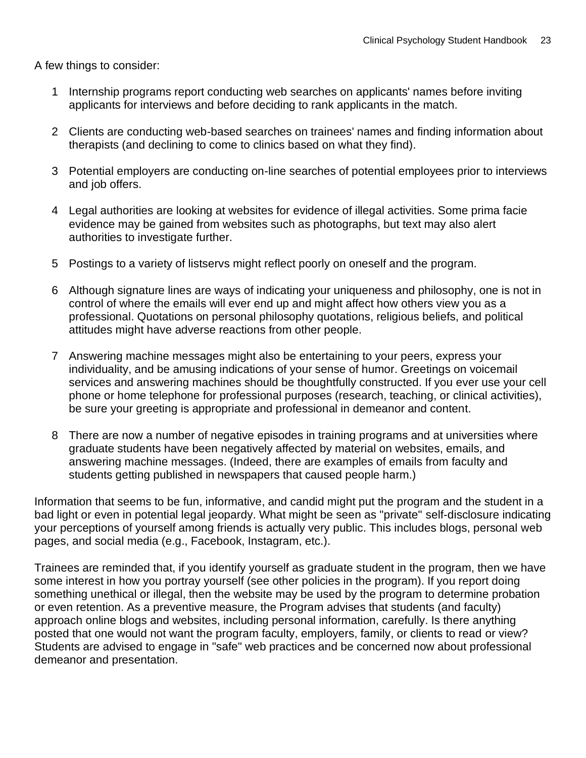A few things to consider:

1. Internship programs report conducting web searches on applicants' names before inviting applicants for interviews and before deciding to rank applicants in the match.

2. Clients are conducting web-based searches on trainees' names and finding information about therapists (and declining to come to clinics based on what they find).

3. Potential employers are conducting on-line searches of potential employees prior to interviews and job offers.

4. Legal authorities are looking at websites for evidence of illegal activities. Some prima facie evidence may be gained from websites such as photographs, but text may also alert authorities to investigate further.

5. Postings to a variety of listservs might reflect poorly on oneself and the program.

6. Although signature lines are ways of indicating your uniqueness and philosophy, one is not in control of where the emails will ever end up and might affect how others view you as a professional. Quotations on personal philosophy quotations, religious beliefs, and political attitudes might have adverse reactions from other people.

7. Answering machine messages might also be entertaining to your peers, express your individuality, and be amusing indications of your sense of humor. Greetings on voicemail services and answering machines should be thoughtfully constructed. If you ever use your cell phone or home telephone for professional purposes (research, teaching, or clinical activities), be sure your greeting is appropriate and professional in demeanor and content.

8. There are now a number of negative episodes in training programs and at universities where graduate students have been negatively affected by material on websites, emails, and answering machine messages. (Indeed, there are examples of emails from faculty and students getting published in newspapers that caused people harm.)

Information that seems to be fun, informative, and candid might put the program and the student in a bad light or even in potential legal jeopardy. What might be seen as "private" self-disclosure indicating your perceptions of yourself among friends is actually very public. This includes blogs, personal web pages, and social media (e.g., Facebook, Instagram, etc.).

Trainees are reminded that, if you identify yourself as graduate student in the program, then we have some interest in how you portray yourself (see other policies in the program). If you report doing something unethical or illegal, then the website may be used by the program to determine probation or even retention. As a preventive measure, the Program advises that students (and faculty) approach online blogs and websites, including personal information, carefully. Is there anything posted that one would not want the program faculty, employers, family, or clients to read or view? Students are advised to engage in "safe" web practices and be concerned now about professional demeanor and presentation.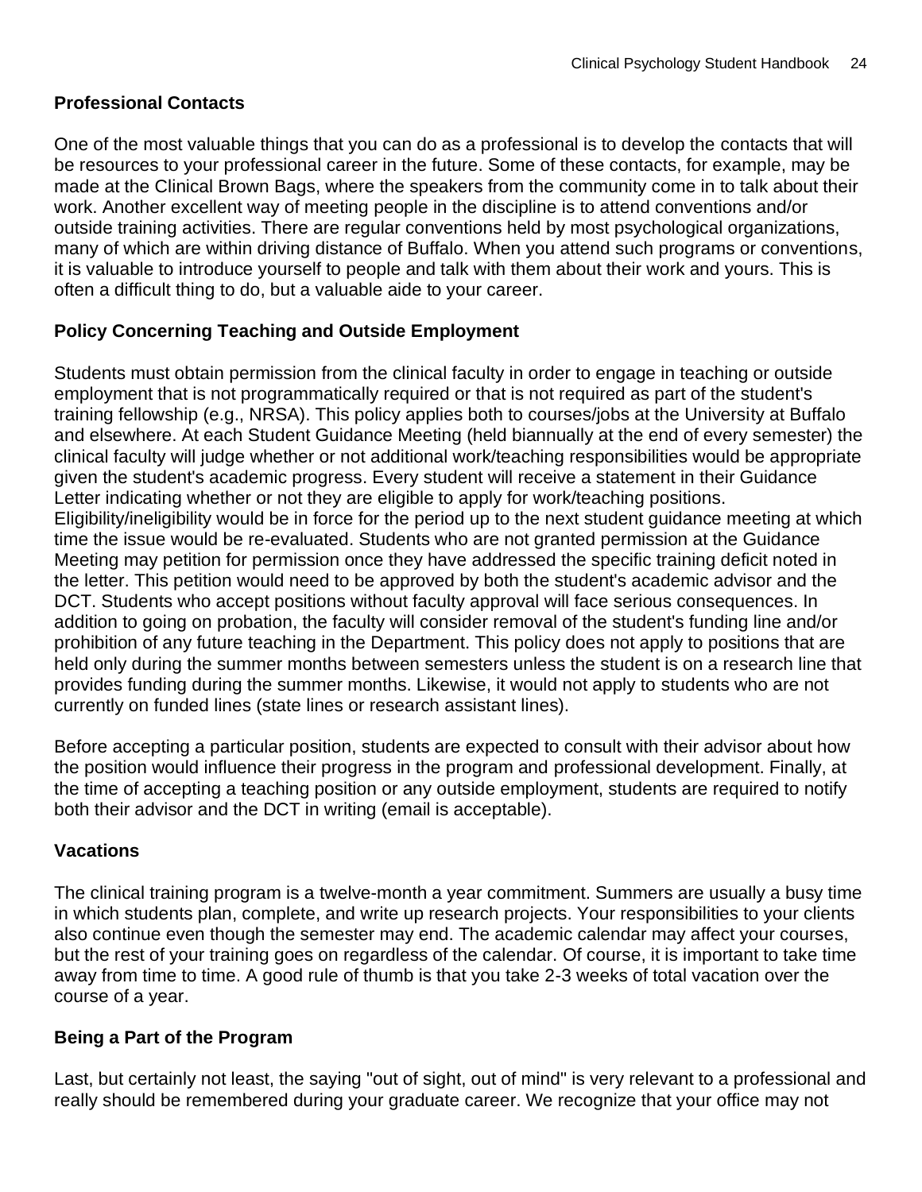### Professional Contacts

One of the most valuable things that you can do as a professional is to develop the contacts that will be resources to your professional career in the future. Some of these contacts, for example, may be made at the Clinical Brown Bags, where the speakers from the community come in to talk about their work. Another excellent way of meeting people in the discipline is to attend conventions and/or outside training activities. There are regular conventions held by most psychological organizations, many of which are within driving distance of Buffalo. When you attend such programs or conventions, it is valuable to introduce yourself to people and talk with them about their work and yours. This is often a difficult thing to do, but a valuable aide to your career.

### Policy Concerning Teaching and Outside Employment

Students must obtain permission from the clinical faculty in order to engage in teaching or outside employment that is not programmatically required or that is not required as part of the student's training fellowship (e.g., NRSA). This policy applies both to courses/jobs at the University at Buffalo and elsewhere. At each Student Guidance Meeting (held biannually at the end of every semester) the clinical faculty will judge whether or not additional work/teaching responsibilities would be appropriate given the student's academic progress. Every student will receive a statement in their Guidance Letter indicating whether or not they are eligible to apply for work/teaching positions. Eligibility/ineligibility would be in force for the period up to the next student guidance meeting at which time the issue would be re-evaluated. Students who are not granted permission at the Guidance Meeting may petition for permission once they have addressed the specific training deficit noted in the letter. This petition would need to be approved by both the student's academic advisor and the DCT. Students who accept positions without faculty approval will face serious consequences. In addition to going on probation, the faculty will consider removal of the student's funding line and/or prohibition of any future teaching in the Department. This policy does not apply to positions that are held only during the summer months between semesters unless the student is on a research line that provides funding during the summer months. Likewise, it would not apply to students who are not currently on funded lines (state lines or research assistant lines).

Before accepting a particular position, students are expected to consult with their advisor about how the position would influence their progress in the program and professional development. Finally, at the time of accepting a teaching position or any outside employment, students are required to notify both their advisor and the DCT in writing (email is acceptable).

### Vacations

The clinical training program is a twelve-month a year commitment. Summers are usually a busy time in which students plan, complete, and write up research projects. Your responsibilities to your clients also continue even though the semester may end. The academic calendar may affect your courses, but the rest of your training goes on regardless of the calendar. Of course, it is important to take time away from time to time. A good rule of thumb is that you take 2-3 weeks of total vacation over the course of a year.

### Being a Part of the Program

Last, but certainly not least, the saying "out of sight, out of mind" is very relevant to a professional and really should be remembered during your graduate career. We recognize that your office may not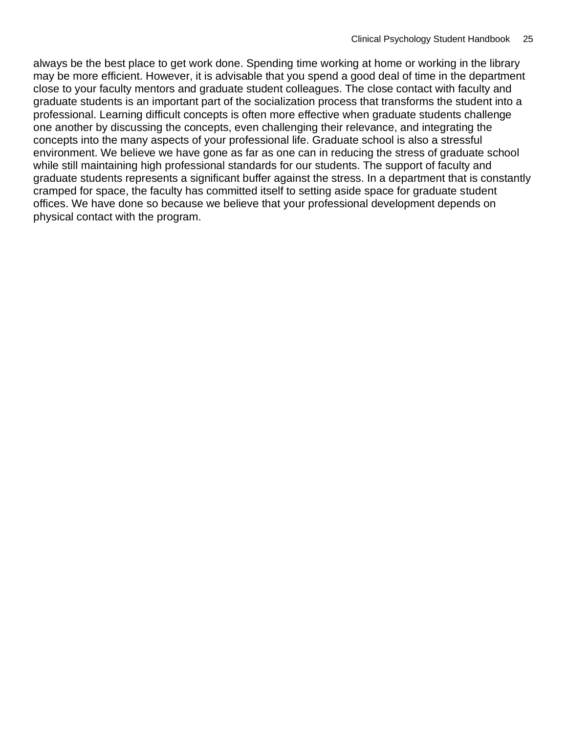always be the best place to get work done. Spending time working at home or working in the library may be more efficient. However, it is advisable that you spend a good deal of time in the department close to your faculty mentors and graduate student colleagues. The close contact with faculty and graduate students is an important part of the socialization process that transforms the student into a professional. Learning difficult concepts is often more effective when graduate students challenge one another by discussing the concepts, even challenging their relevance, and integrating the concepts into the many aspects of your professional life. Graduate school is also a stressful environment. We believe we have gone as far as one can in reducing the stress of graduate school while still maintaining high professional standards for our students. The support of faculty and graduate students represents a significant buffer against the stress. In a department that is constantly cramped for space, the faculty has committed itself to setting aside space for graduate student offices. We have done so because we believe that your professional development depends on physical contact with the program.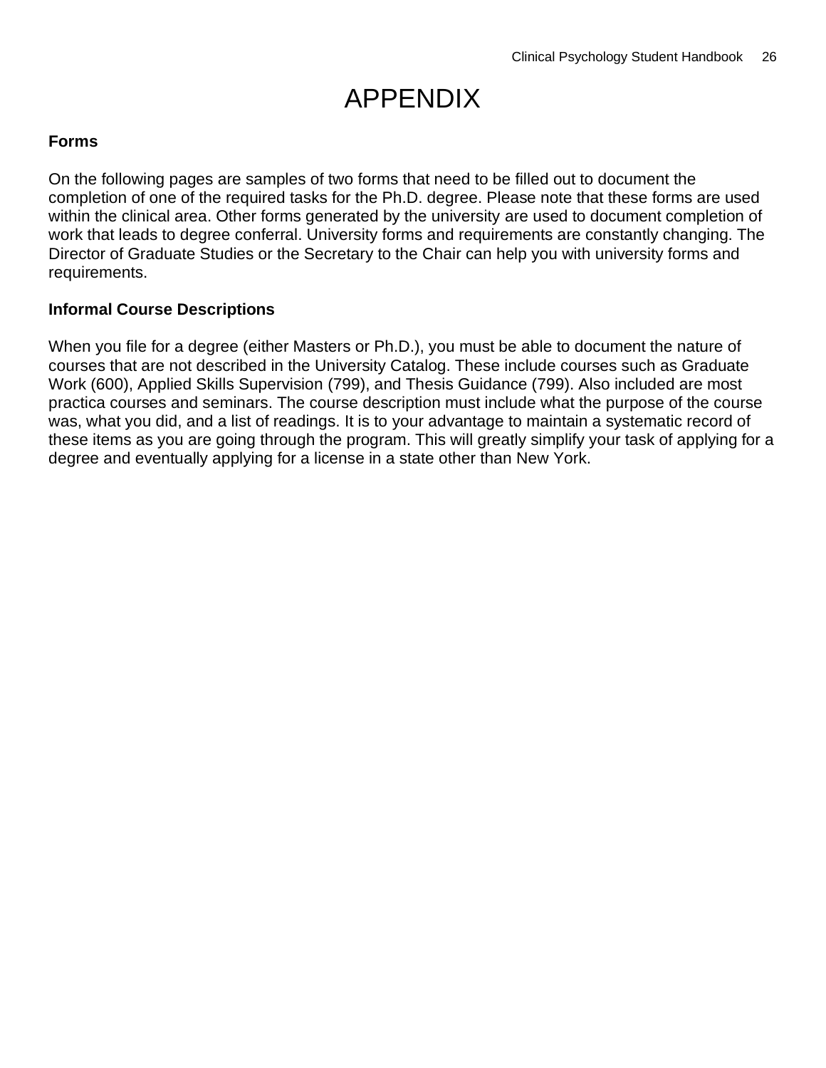# APPENDIX

**Forms**

On the following pages are samples of two forms that need to be filled out to document the completion of one of the required tasks for the Ph.D. degree. Please note that these forms are used within the clinical area. Other forms generated by the university are used to document completion of work that leads to degree conferral. University forms and requirements are constantly changing. The Director of Graduate Studies or the Secretary to the Chair can help you with university forms and requirements.

**Informal Course Descriptions**

When you file for a degree (either Masters or Ph.D.), you must be able to document the nature of courses that are not described in the University Catalog. These include courses such as Graduate Work (600), Applied Skills Supervision (799), and Thesis Guidance (799). Also included are most practica courses and seminars. The course description must include what the purpose of the course was, what you did, and a list of readings. It is to your advantage to maintain a systematic record of these items as you are going through the program. This will greatly simplify your task of applying for a degree and eventually applying for a license in a state other than New York.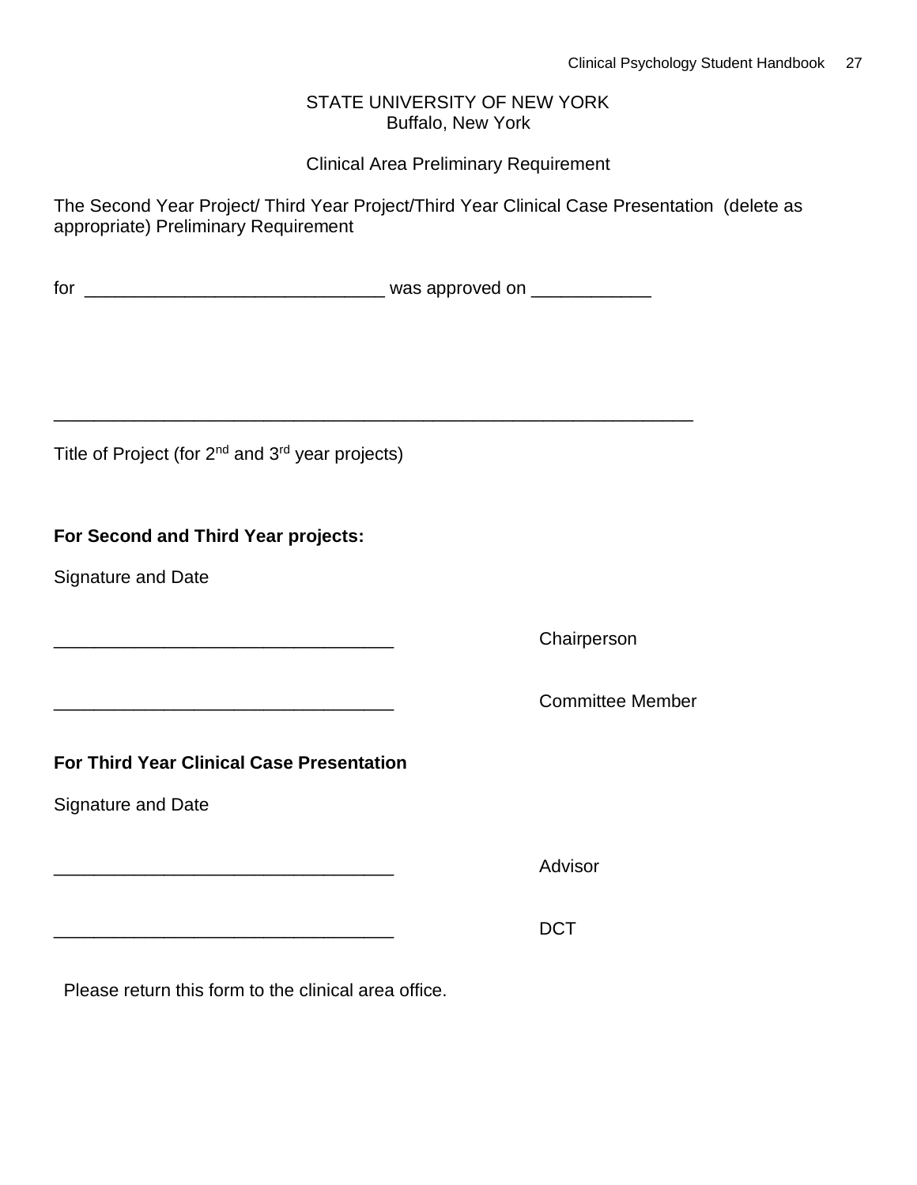STATE UNIVERSITY OF NEW YORK
Buffalo, New York

Clinical Area Preliminary Requirement

The Second Year Project/ Third Year Project/Third Year Clinical Case Presentation (delete as appropriate) Preliminary Requirement

for ______________________________ was approved on ____________

_________________________________________________________________

Title of Project (for 2nd and 3rd year projects)

**For Second and Third Year projects:**

Signature and Date

__________________________________ Chairperson

__________________________________ Committee Member

**For Third Year Clinical Case Presentation**

Signature and Date

__________________________________ Advisor

__________________________________ DCT

Please return this form to the clinical area office.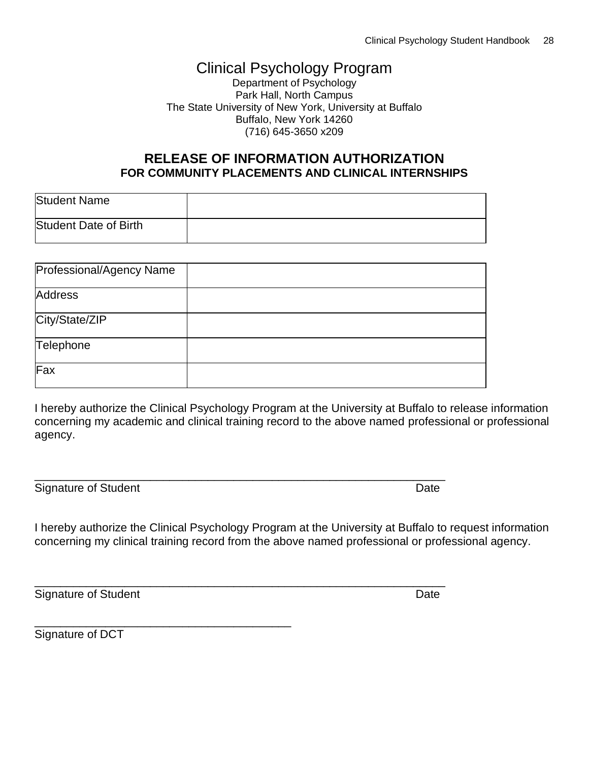# Clinical Psychology Program

Department of Psychology
Park Hall, North Campus
The State University of New York, University at Buffalo
Buffalo, New York 14260
(716) 645-3650 x209

## RELEASE OF INFORMATION AUTHORIZATION
### FOR COMMUNITY PLACEMENTS AND CLINICAL INTERNSHIPS

| Student Name | |
|---|---|
| Student Date of Birth | |

| Professional/Agency Name | |
|---|---|
| Address | |
| City/State/ZIP | |
| Telephone | |
| Fax | |

I hereby authorize the Clinical Psychology Program at the University at Buffalo to release information concerning my academic and clinical training record to the above named professional or professional agency.

_______________________________________________________________
Signature of Student                                                                                    Date

I hereby authorize the Clinical Psychology Program at the University at Buffalo to request information concerning my clinical training record from the above named professional or professional agency.

_______________________________________________________________
Signature of Student                                                                                    Date

_______________________________________
Signature of DCT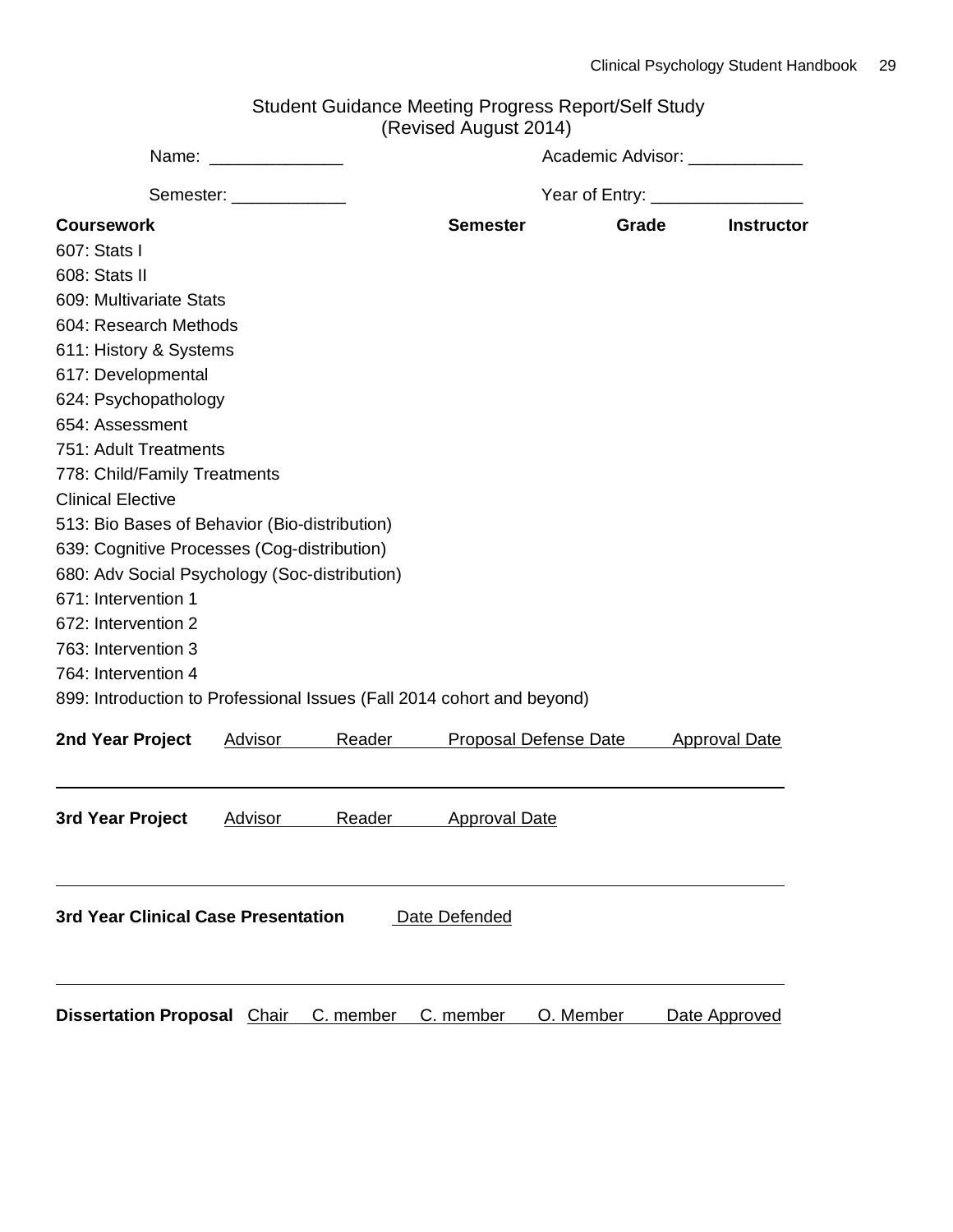## Student Guidance Meeting Progress Report/Self Study
(Revised August 2014)

Name: ______________ Academic Advisor: ____________

Semester: ____________ Year of Entry: ________________

| Coursework | Semester | Grade | Instructor |
|---|---|---|---|
| 607: Stats I | | | |
| 608: Stats II | | | |
| 609: Multivariate Stats | | | |
| 604: Research Methods | | | |
| 611: History & Systems | | | |
| 617: Developmental | | | |
| 624: Psychopathology | | | |
| 654: Assessment | | | |
| 751: Adult Treatments | | | |
| 778: Child/Family Treatments | | | |
| Clinical Elective | | | |
| 513: Bio Bases of Behavior (Bio-distribution) | | | |
| 639: Cognitive Processes (Cog-distribution) | | | |
| 680: Adv Social Psychology (Soc-distribution) | | | |
| 671: Intervention 1 | | | |
| 672: Intervention 2 | | | |
| 763: Intervention 3 | | | |
| 764: Intervention 4 | | | |
| 899: Introduction to Professional Issues (Fall 2014 cohort and beyond) | | | |

| **2nd Year Project** | Advisor | Reader | Proposal Defense Date | Approval Date |
|---|---|---|---|---|
| | | | | |

| **3rd Year Project** | Advisor | Reader | Approval Date |
|---|---|---|---|
| | | | |

| **3rd Year Clinical Case Presentation** | Date Defended |
|---|---|
| | |

| **Dissertation Proposal** | Chair | C. member | C. member | O. Member | Date Approved |
|---|---|---|---|---|---|
| | | | | | |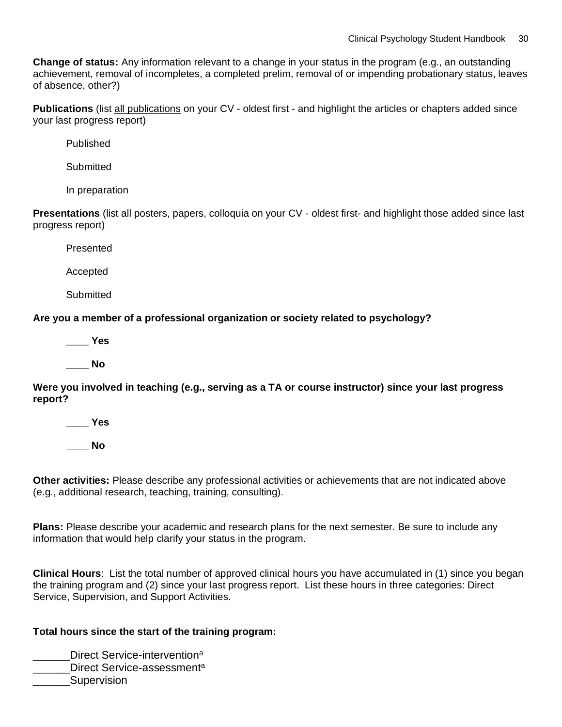**Change of status:** Any information relevant to a change in your status in the program (e.g., an outstanding achievement, removal of incompletes, a completed prelim, removal of or impending probationary status, leaves of absence, other?)

**Publications** (list all publications on your CV - oldest first - and highlight the articles or chapters added since your last progress report)

Published

Submitted

In preparation

**Presentations** (list all posters, papers, colloquia on your CV - oldest first- and highlight those added since last progress report)

Presented

Accepted

Submitted

**Are you a member of a professional organization or society related to psychology?**

**____ Yes**

**____ No**

**Were you involved in teaching (e.g., serving as a TA or course instructor) since your last progress report?**

**____ Yes**

**____ No**

**Other activities:** Please describe any professional activities or achievements that are not indicated above (e.g., additional research, teaching, training, consulting).

**Plans:** Please describe your academic and research plans for the next semester. Be sure to include any information that would help clarify your status in the program.

**Clinical Hours**: List the total number of approved clinical hours you have accumulated in (1) since you began the training program and (2) since your last progress report. List these hours in three categories: Direct Service, Supervision, and Support Activities.

**Total hours since the start of the training program:**

______Direct Service-intervention[a]
______Direct Service-assessment[a]
______Supervision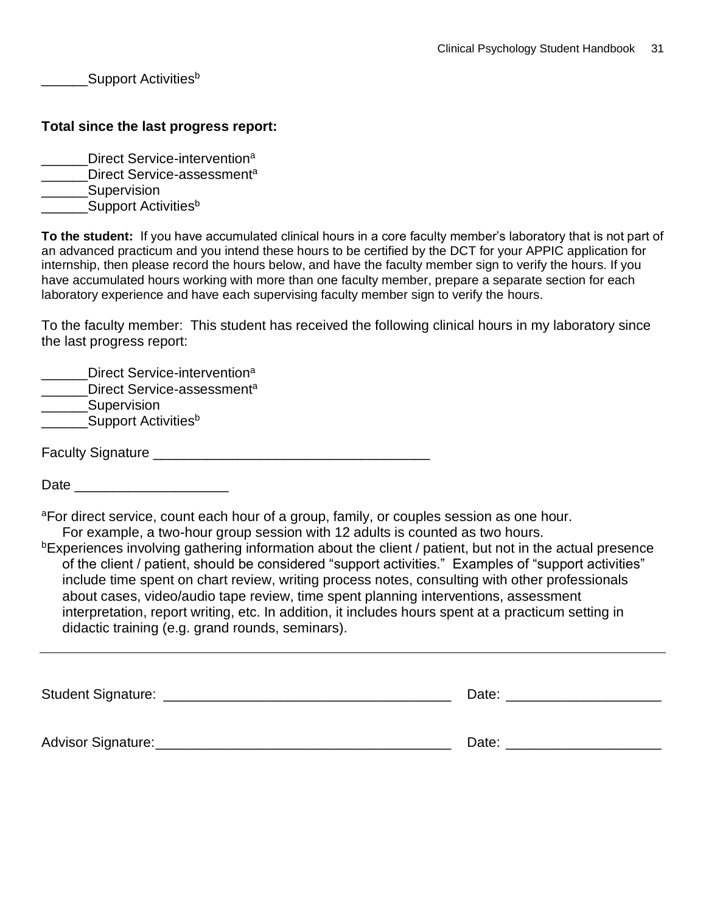______Support Activities[b]

**Total since the last progress report:**

______Direct Service-intervention[a]
______Direct Service-assessment[a]
______Supervision
______Support Activities[b]

**To the student:** If you have accumulated clinical hours in a core faculty member's laboratory that is not part of an advanced practicum and you intend these hours to be certified by the DCT for your APPIC application for internship, then please record the hours below, and have the faculty member sign to verify the hours. If you have accumulated hours working with more than one faculty member, prepare a separate section for each laboratory experience and have each supervising faculty member sign to verify the hours.

To the faculty member: This student has received the following clinical hours in my laboratory since the last progress report:

______Direct Service-intervention[a]
______Direct Service-assessment[a]
______Supervision
______Support Activities[b]

Faculty Signature ___________________________________

Date ___________________

[a]For direct service, count each hour of a group, family, or couples session as one hour. For example, a two-hour group session with 12 adults is counted as two hours.
[b]Experiences involving gathering information about the client / patient, but not in the actual presence of the client / patient, should be considered "support activities." Examples of "support activities" include time spent on chart review, writing process notes, consulting with other professionals about cases, video/audio tape review, time spent planning interventions, assessment interpretation, report writing, etc. In addition, it includes hours spent at a practicum setting in didactic training (e.g. grand rounds, seminars).

---

Student Signature: _____________________________________ Date: ___________________

Advisor Signature: _____________________________________ Date: ___________________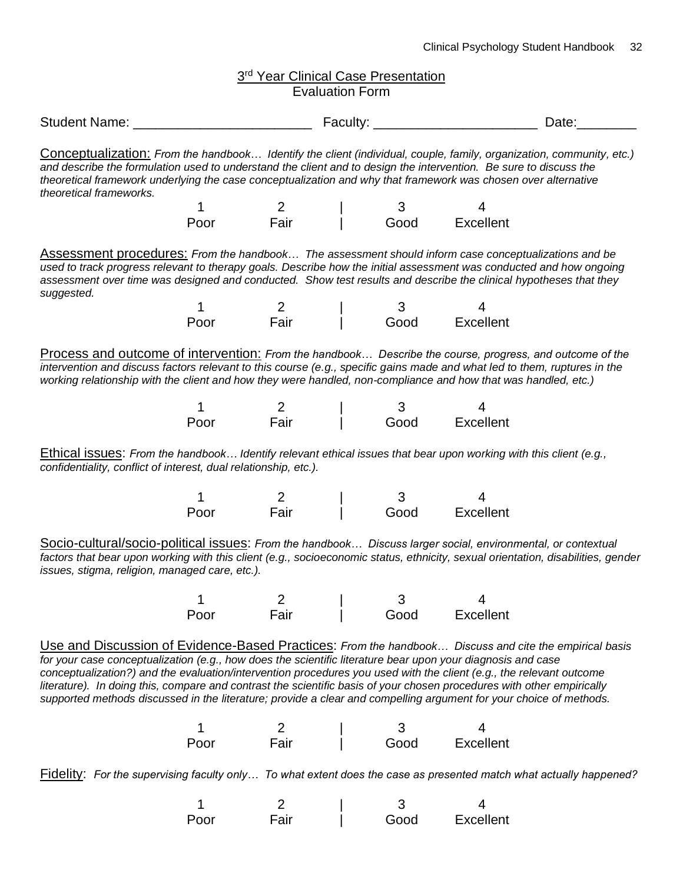## 3rd Year Clinical Case Presentation
## Evaluation Form

Student Name: _______________________ Faculty: _____________________ Date:________

Conceptualization: *From the handbook… Identify the client (individual, couple, family, organization, community, etc.) and describe the formulation used to understand the client and to design the intervention. Be sure to discuss the theoretical framework underlying the case conceptualization and why that framework was chosen over alternative theoretical frameworks.*

| 1 | 2 | \| | 3 | 4 |
|---|---|---|---|---|
| Poor | Fair | \| | Good | Excellent |

Assessment procedures: *From the handbook… The assessment should inform case conceptualizations and be used to track progress relevant to therapy goals. Describe how the initial assessment was conducted and how ongoing assessment over time was designed and conducted. Show test results and describe the clinical hypotheses that they suggested.*

| 1 | 2 | \| | 3 | 4 |
|---|---|---|---|---|
| Poor | Fair | \| | Good | Excellent |

Process and outcome of intervention: *From the handbook… Describe the course, progress, and outcome of the intervention and discuss factors relevant to this course (e.g., specific gains made and what led to them, ruptures in the working relationship with the client and how they were handled, non-compliance and how that was handled, etc.)*

| 1 | 2 | \| | 3 | 4 |
|---|---|---|---|---|
| Poor | Fair | \| | Good | Excellent |

Ethical issues: *From the handbook… Identify relevant ethical issues that bear upon working with this client (e.g., confidentiality, conflict of interest, dual relationship, etc.).*

| 1 | 2 | \| | 3 | 4 |
|---|---|---|---|---|
| Poor | Fair | \| | Good | Excellent |

Socio-cultural/socio-political issues: *From the handbook… Discuss larger social, environmental, or contextual factors that bear upon working with this client (e.g., socioeconomic status, ethnicity, sexual orientation, disabilities, gender issues, stigma, religion, managed care, etc.).*

| 1 | 2 | \| | 3 | 4 |
|---|---|---|---|---|
| Poor | Fair | \| | Good | Excellent |

Use and Discussion of Evidence-Based Practices: *From the handbook… Discuss and cite the empirical basis for your case conceptualization (e.g., how does the scientific literature bear upon your diagnosis and case conceptualization?) and the evaluation/intervention procedures you used with the client (e.g., the relevant outcome literature). In doing this, compare and contrast the scientific basis of your chosen procedures with other empirically supported methods discussed in the literature; provide a clear and compelling argument for your choice of methods.*

| 1 | 2 | \| | 3 | 4 |
|---|---|---|---|---|
| Poor | Fair | \| | Good | Excellent |

Fidelity: *For the supervising faculty only… To what extent does the case as presented match what actually happened?*

| 1 | 2 | \| | 3 | 4 |
|---|---|---|---|---|
| Poor | Fair | \| | Good | Excellent |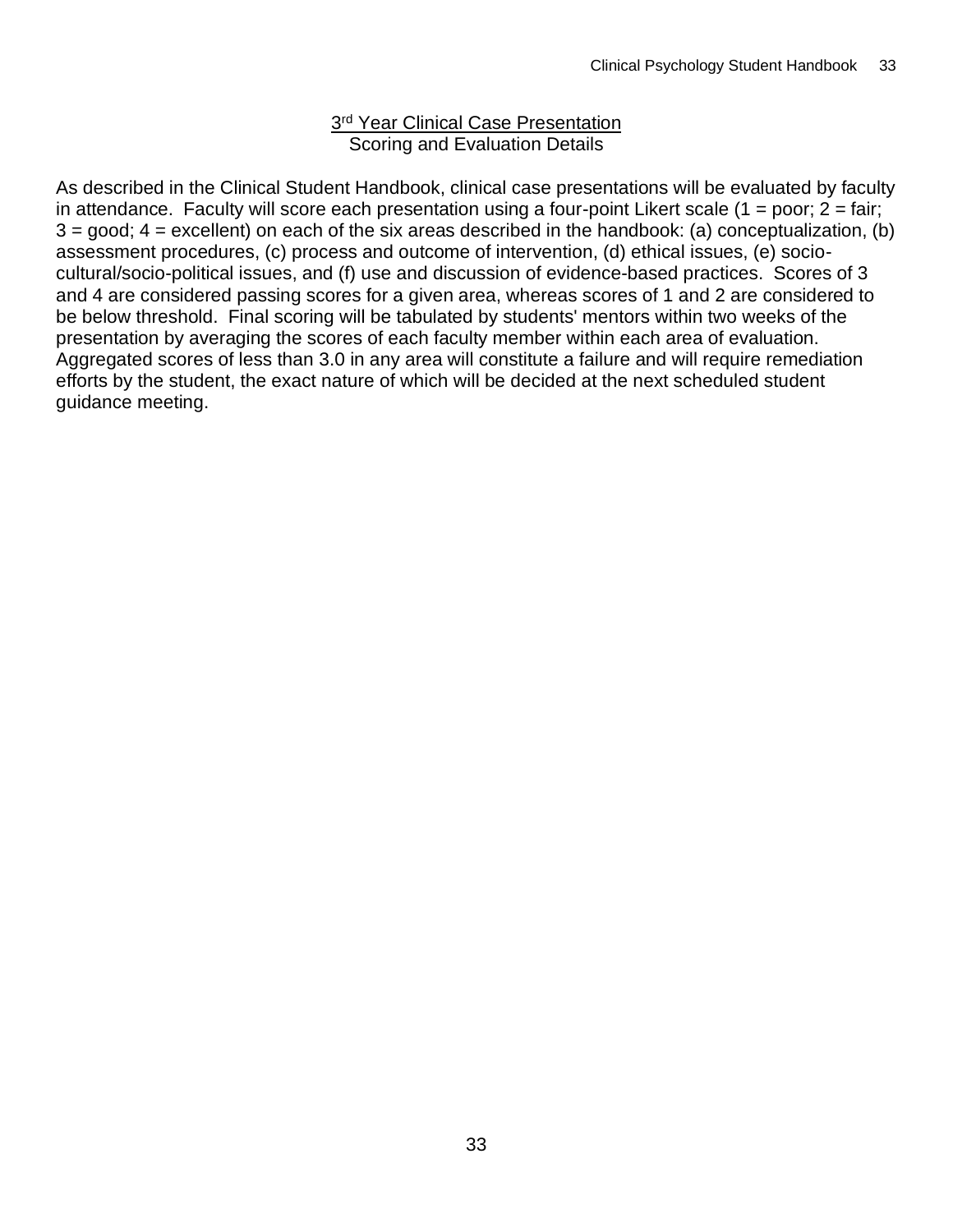## 3rd Year Clinical Case Presentation

### Scoring and Evaluation Details

As described in the Clinical Student Handbook, clinical case presentations will be evaluated by faculty in attendance. Faculty will score each presentation using a four-point Likert scale (1 = poor; 2 = fair; 3 = good; 4 = excellent) on each of the six areas described in the handbook: (a) conceptualization, (b) assessment procedures, (c) process and outcome of intervention, (d) ethical issues, (e) socio-cultural/socio-political issues, and (f) use and discussion of evidence-based practices. Scores of 3 and 4 are considered passing scores for a given area, whereas scores of 1 and 2 are considered to be below threshold. Final scoring will be tabulated by students' mentors within two weeks of the presentation by averaging the scores of each faculty member within each area of evaluation. Aggregated scores of less than 3.0 in any area will constitute a failure and will require remediation efforts by the student, the exact nature of which will be decided at the next scheduled student guidance meeting.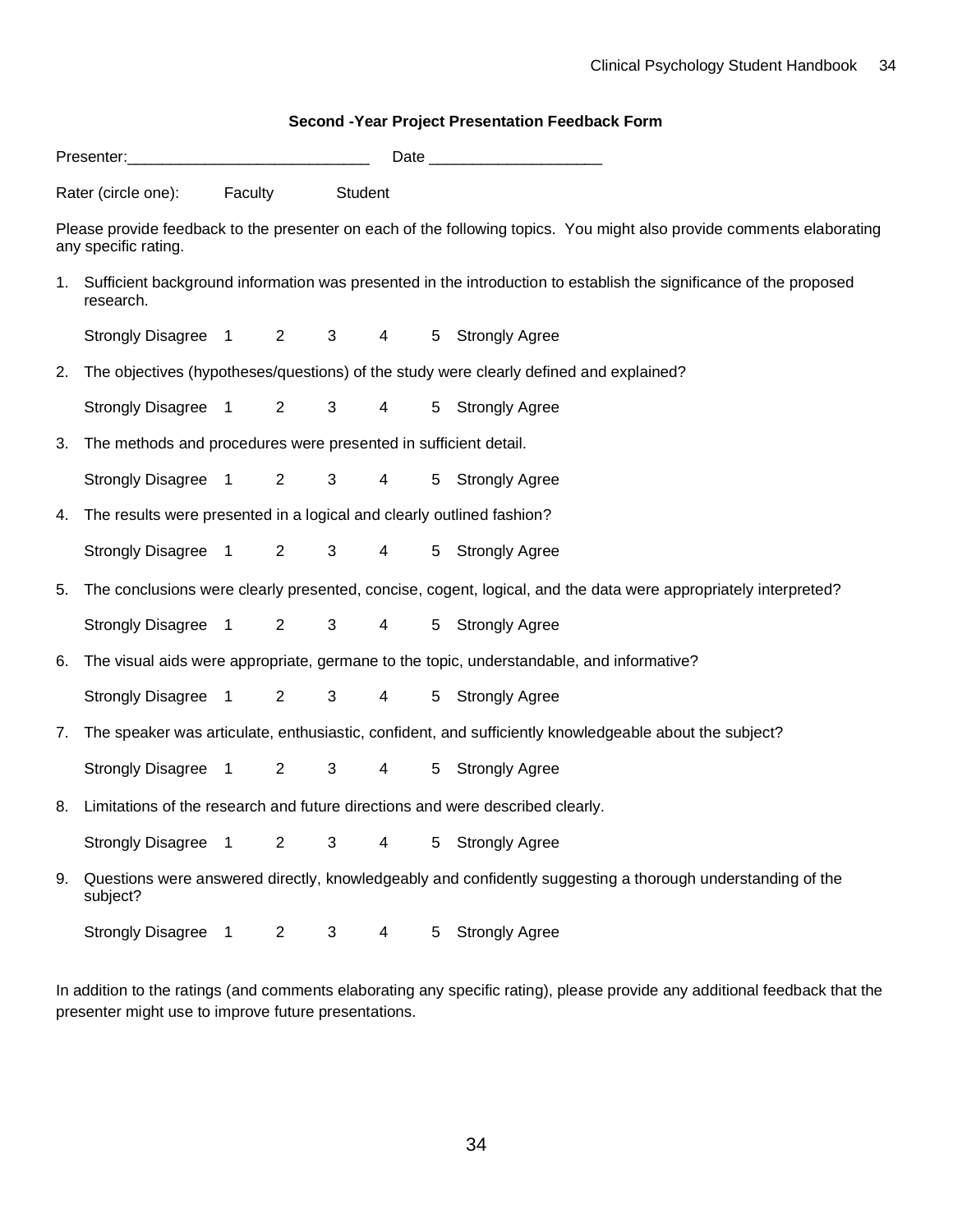### Second -Year Project Presentation Feedback Form

Presenter:____________________________ Date ____________________

Rater (circle one): Faculty Student

Please provide feedback to the presenter on each of the following topics. You might also provide comments elaborating any specific rating.

1. Sufficient background information was presented in the introduction to establish the significance of the proposed research.

   Strongly Disagree 1 2 3 4 5 Strongly Agree

2. The objectives (hypotheses/questions) of the study were clearly defined and explained?

   Strongly Disagree 1 2 3 4 5 Strongly Agree

3. The methods and procedures were presented in sufficient detail.

   Strongly Disagree 1 2 3 4 5 Strongly Agree

4. The results were presented in a logical and clearly outlined fashion?

   Strongly Disagree 1 2 3 4 5 Strongly Agree

5. The conclusions were clearly presented, concise, cogent, logical, and the data were appropriately interpreted?

   Strongly Disagree 1 2 3 4 5 Strongly Agree

6. The visual aids were appropriate, germane to the topic, understandable, and informative?

   Strongly Disagree 1 2 3 4 5 Strongly Agree

7. The speaker was articulate, enthusiastic, confident, and sufficiently knowledgeable about the subject?

   Strongly Disagree 1 2 3 4 5 Strongly Agree

8. Limitations of the research and future directions and were described clearly.

   Strongly Disagree 1 2 3 4 5 Strongly Agree

9. Questions were answered directly, knowledgeably and confidently suggesting a thorough understanding of the subject?

   Strongly Disagree 1 2 3 4 5 Strongly Agree

In addition to the ratings (and comments elaborating any specific rating), please provide any additional feedback that the presenter might use to improve future presentations.